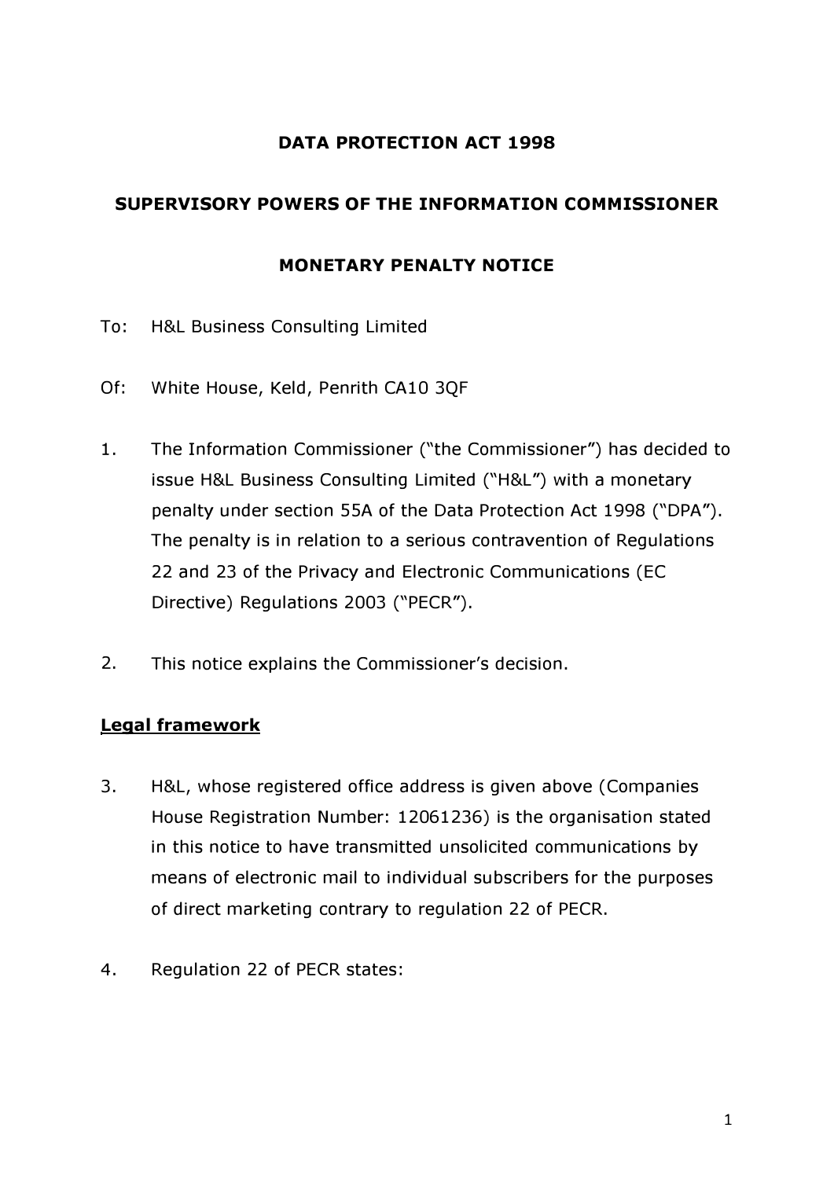# DATA PROTECTION ACT 1998

## SUPERVISORY POWERS OF THE INFORMATION COMMISSIONER

## MONETARY PENALTY NOTICE

To: H&L Business Consulting Limited

Of: White House, Keld, Penrith CA10 3QF

1. The Information Commissioner ("the Commissioner") has decided to issue H&L Business Consulting Limited ("H&L") with a monetary penalty under section 55A of the Data Protection Act 1998 ("DPA"). The penalty is in relation to a serious contravention of Regulations 22 and 23 of the Privacy and Electronic Communications (EC Directive) Regulations 2003 ("PECR").

2. This notice explains the Commissioner's decision.

**Legal framework**

3. H&L, whose registered office address is given above (Companies House Registration Number: 12061236) is the organisation stated in this notice to have transmitted unsolicited communications by means of electronic mail to individual subscribers for the purposes of direct marketing contrary to regulation 22 of PECR.

4. Regulation 22 of PECR states: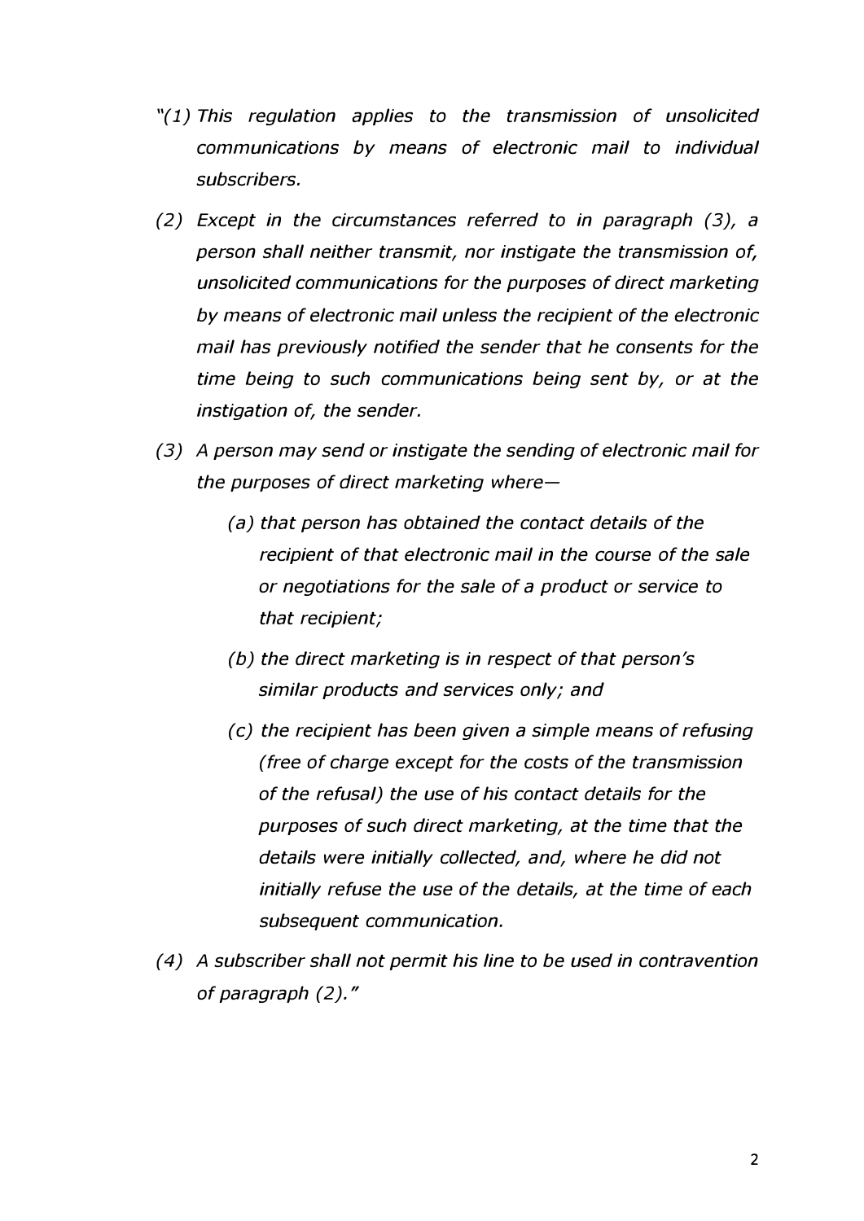*"(1) This regulation applies to the transmission of unsolicited communications by means of electronic mail to individual subscribers.*

*(2) Except in the circumstances referred to in paragraph (3), a person shall neither transmit, nor instigate the transmission of, unsolicited communications for the purposes of direct marketing by means of electronic mail unless the recipient of the electronic mail has previously notified the sender that he consents for the time being to such communications being sent by, or at the instigation of, the sender.*

*(3) A person may send or instigate the sending of electronic mail for the purposes of direct marketing where—*

> *(a) that person has obtained the contact details of the recipient of that electronic mail in the course of the sale or negotiations for the sale of a product or service to that recipient;*
>
> *(b) the direct marketing is in respect of that person's similar products and services only; and*
>
> *(c) the recipient has been given a simple means of refusing (free of charge except for the costs of the transmission of the refusal) the use of his contact details for the purposes of such direct marketing, at the time that the details were initially collected, and, where he did not initially refuse the use of the details, at the time of each subsequent communication.*

*(4) A subscriber shall not permit his line to be used in contravention of paragraph (2)."*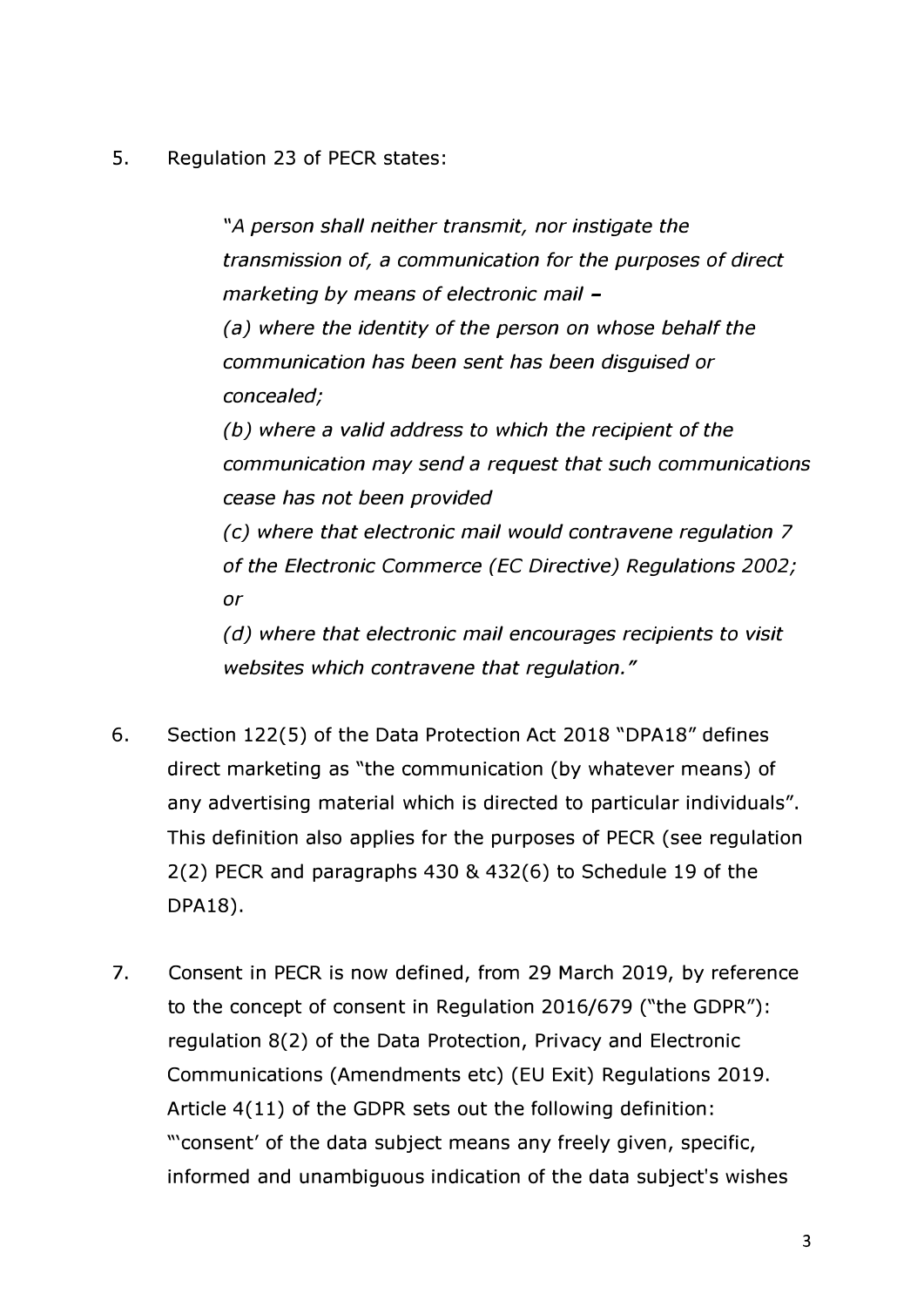5. Regulation 23 of PECR states:

> *"A person shall neither transmit, nor instigate the transmission of, a communication for the purposes of direct marketing by means of electronic mail –*
>
> *(a) where the identity of the person on whose behalf the communication has been sent has been disguised or concealed;*
>
> *(b) where a valid address to which the recipient of the communication may send a request that such communications cease has not been provided*
>
> *(c) where that electronic mail would contravene regulation 7 of the Electronic Commerce (EC Directive) Regulations 2002; or*
>
> *(d) where that electronic mail encourages recipients to visit websites which contravene that regulation."*

6. Section 122(5) of the Data Protection Act 2018 "DPA18" defines direct marketing as "the communication (by whatever means) of any advertising material which is directed to particular individuals". This definition also applies for the purposes of PECR (see regulation 2(2) PECR and paragraphs 430 & 432(6) to Schedule 19 of the DPA18).

7. Consent in PECR is now defined, from 29 March 2019, by reference to the concept of consent in Regulation 2016/679 ("the GDPR"): regulation 8(2) of the Data Protection, Privacy and Electronic Communications (Amendments etc) (EU Exit) Regulations 2019. Article 4(11) of the GDPR sets out the following definition: "'consent' of the data subject means any freely given, specific, informed and unambiguous indication of the data subject's wishes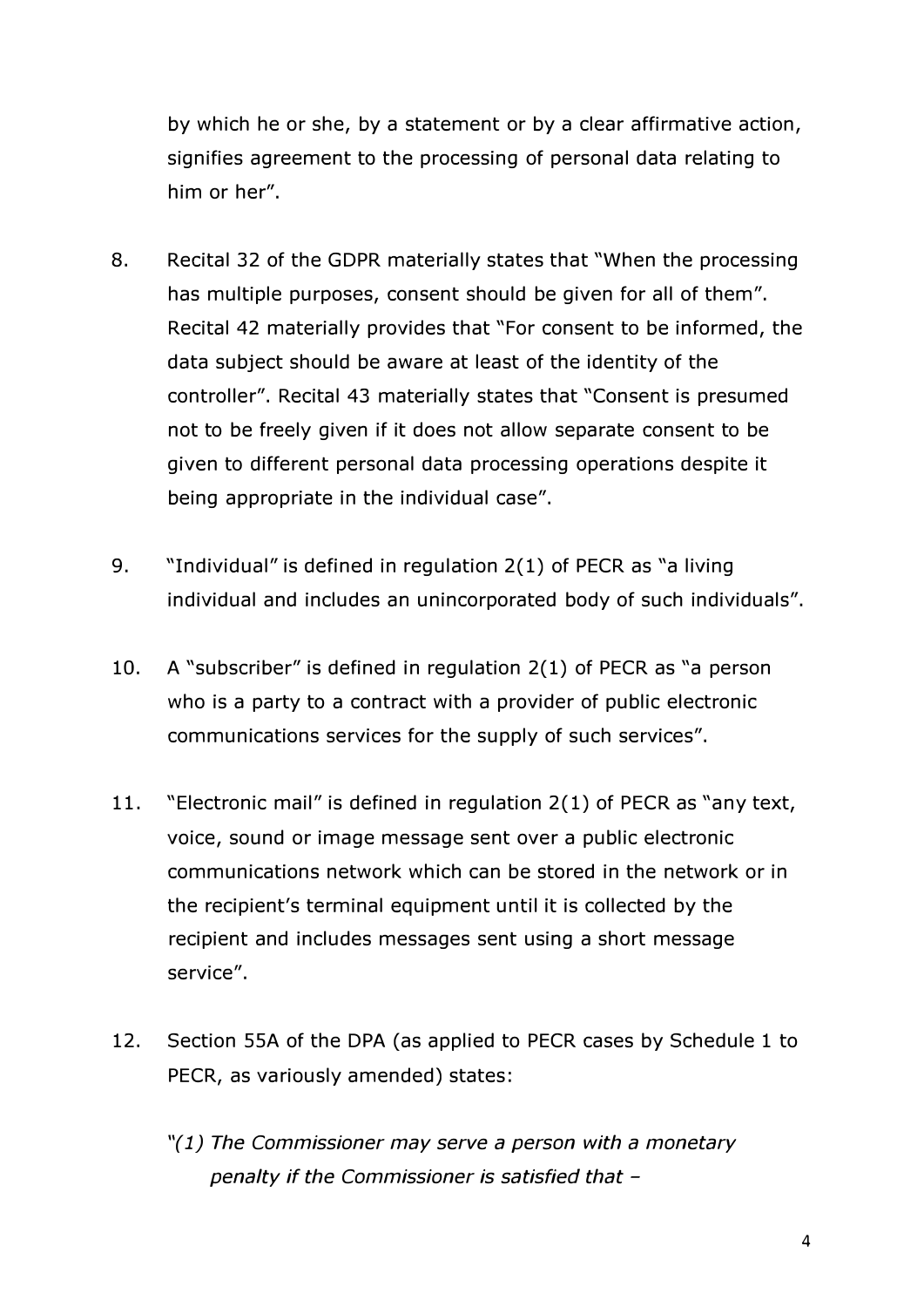by which he or she, by a statement or by a clear affirmative action, signifies agreement to the processing of personal data relating to him or her".

8. Recital 32 of the GDPR materially states that "When the processing has multiple purposes, consent should be given for all of them". Recital 42 materially provides that "For consent to be informed, the data subject should be aware at least of the identity of the controller". Recital 43 materially states that "Consent is presumed not to be freely given if it does not allow separate consent to be given to different personal data processing operations despite it being appropriate in the individual case".

9. "Individual" is defined in regulation 2(1) of PECR as "a living individual and includes an unincorporated body of such individuals".

10. A "subscriber" is defined in regulation 2(1) of PECR as "a person who is a party to a contract with a provider of public electronic communications services for the supply of such services".

11. "Electronic mail" is defined in regulation 2(1) of PECR as "any text, voice, sound or image message sent over a public electronic communications network which can be stored in the network or in the recipient's terminal equipment until it is collected by the recipient and includes messages sent using a short message service".

12. Section 55A of the DPA (as applied to PECR cases by Schedule 1 to PECR, as variously amended) states:

    *"(1) The Commissioner may serve a person with a monetary penalty if the Commissioner is satisfied that –*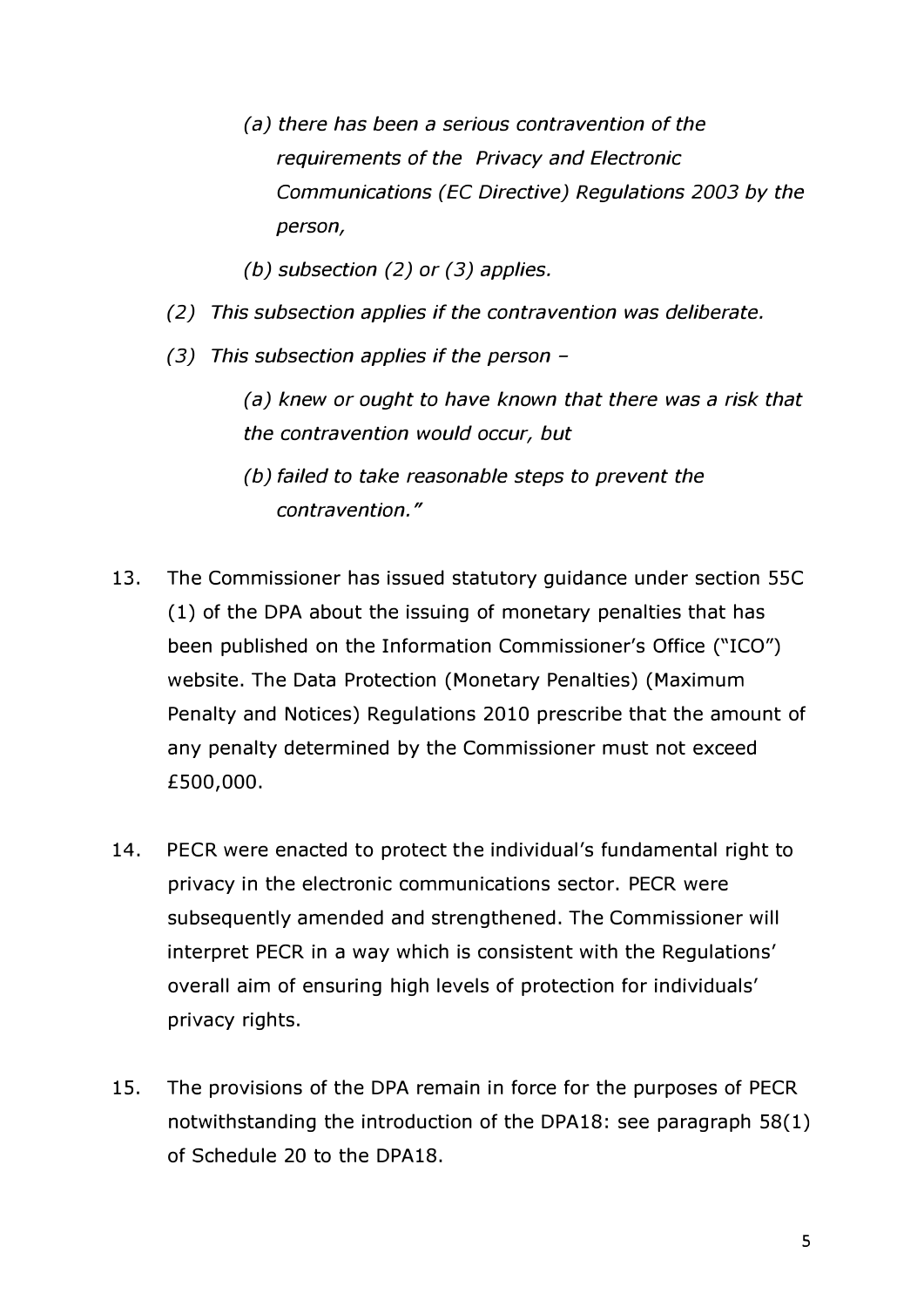> *(a) there has been a serious contravention of the requirements of the Privacy and Electronic Communications (EC Directive) Regulations 2003 by the person,*
>
> *(b) subsection (2) or (3) applies.*
>
> *(2) This subsection applies if the contravention was deliberate.*
>
> *(3) This subsection applies if the person –*
>
> *(a) knew or ought to have known that there was a risk that the contravention would occur, but*
>
> *(b) failed to take reasonable steps to prevent the contravention."*

13. The Commissioner has issued statutory guidance under section 55C (1) of the DPA about the issuing of monetary penalties that has been published on the Information Commissioner's Office ("ICO") website. The Data Protection (Monetary Penalties) (Maximum Penalty and Notices) Regulations 2010 prescribe that the amount of any penalty determined by the Commissioner must not exceed £500,000.

14. PECR were enacted to protect the individual's fundamental right to privacy in the electronic communications sector. PECR were subsequently amended and strengthened. The Commissioner will interpret PECR in a way which is consistent with the Regulations' overall aim of ensuring high levels of protection for individuals' privacy rights.

15. The provisions of the DPA remain in force for the purposes of PECR notwithstanding the introduction of the DPA18: see paragraph 58(1) of Schedule 20 to the DPA18.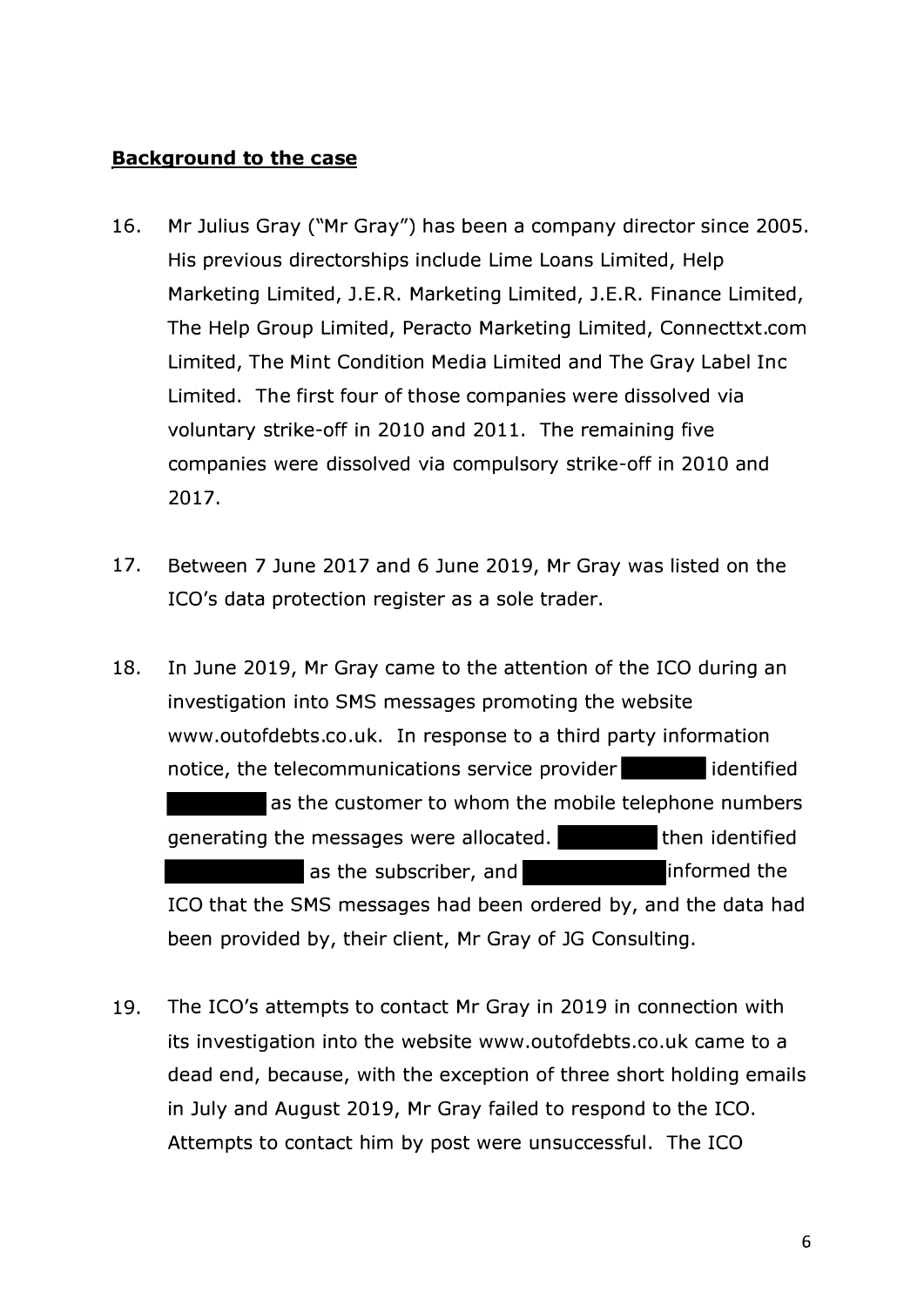**Background to the case**

16. Mr Julius Gray ("Mr Gray") has been a company director since 2005. His previous directorships include Lime Loans Limited, Help Marketing Limited, J.E.R. Marketing Limited, J.E.R. Finance Limited, The Help Group Limited, Peracto Marketing Limited, Connecttxt.com Limited, The Mint Condition Media Limited and The Gray Label Inc Limited. The first four of those companies were dissolved via voluntary strike-off in 2010 and 2011. The remaining five companies were dissolved via compulsory strike-off in 2010 and 2017.

17. Between 7 June 2017 and 6 June 2019, Mr Gray was listed on the ICO's data protection register as a sole trader.

18. In June 2019, Mr Gray came to the attention of the ICO during an investigation into SMS messages promoting the website www.outofdebts.co.uk. In response to a third party information notice, the telecommunications service provider ██████ identified ████████ as the customer to whom the mobile telephone numbers generating the messages were allocated. ████████ then identified ██████████ as the subscriber, and ██████████ informed the ICO that the SMS messages had been ordered by, and the data had been provided by, their client, Mr Gray of JG Consulting.

19. The ICO's attempts to contact Mr Gray in 2019 in connection with its investigation into the website www.outofdebts.co.uk came to a dead end, because, with the exception of three short holding emails in July and August 2019, Mr Gray failed to respond to the ICO. Attempts to contact him by post were unsuccessful. The ICO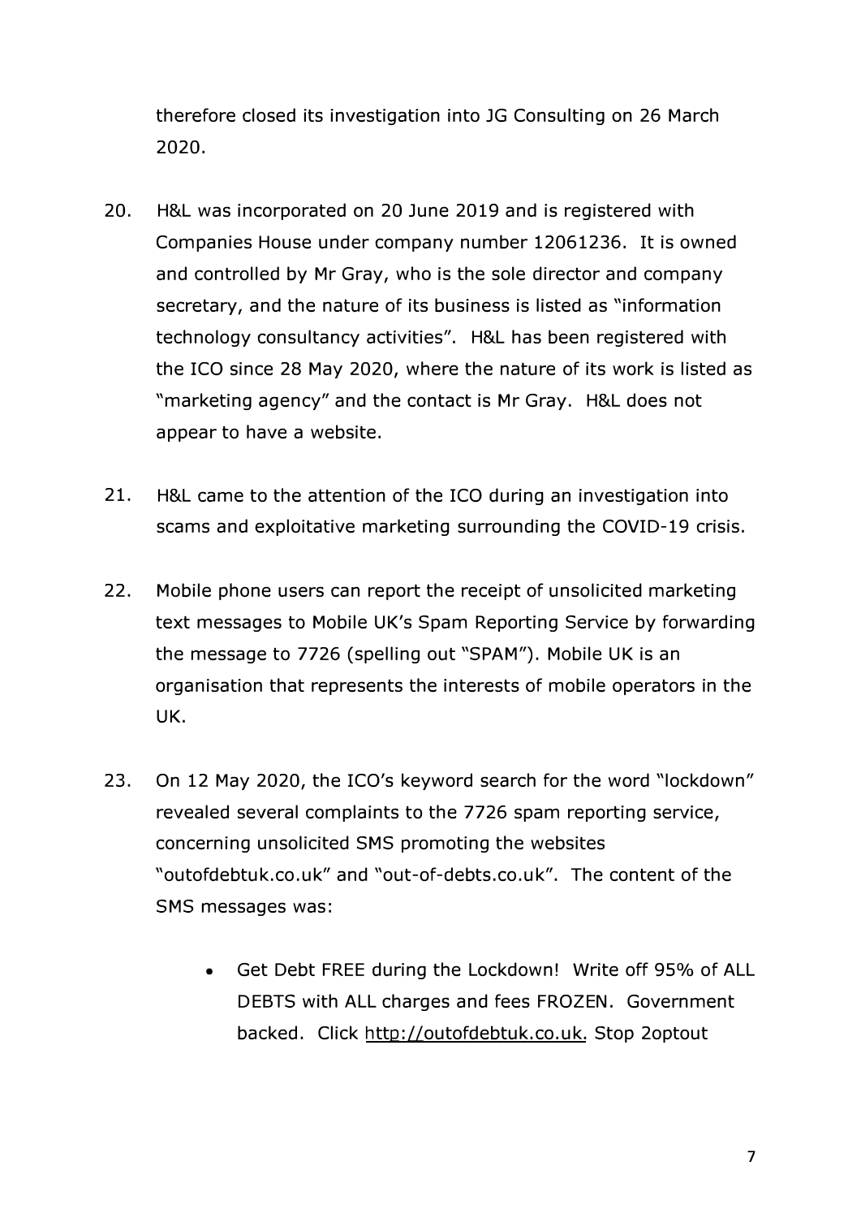therefore closed its investigation into JG Consulting on 26 March 2020.

20. H&L was incorporated on 20 June 2019 and is registered with Companies House under company number 12061236. It is owned and controlled by Mr Gray, who is the sole director and company secretary, and the nature of its business is listed as "information technology consultancy activities". H&L has been registered with the ICO since 28 May 2020, where the nature of its work is listed as "marketing agency" and the contact is Mr Gray. H&L does not appear to have a website.

21. H&L came to the attention of the ICO during an investigation into scams and exploitative marketing surrounding the COVID-19 crisis.

22. Mobile phone users can report the receipt of unsolicited marketing text messages to Mobile UK's Spam Reporting Service by forwarding the message to 7726 (spelling out "SPAM"). Mobile UK is an organisation that represents the interests of mobile operators in the UK.

23. On 12 May 2020, the ICO's keyword search for the word "lockdown" revealed several complaints to the 7726 spam reporting service, concerning unsolicited SMS promoting the websites "outofdebtuk.co.uk" and "out-of-debts.co.uk". The content of the SMS messages was:

- Get Debt FREE during the Lockdown! Write off 95% of ALL DEBTS with ALL charges and fees FROZEN. Government backed. Click http://outofdebtuk.co.uk. Stop 2optout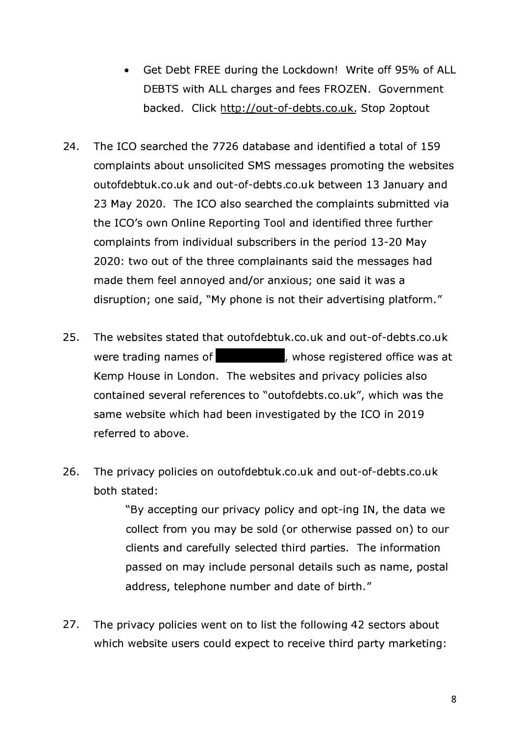- Get Debt FREE during the Lockdown! Write off 95% of ALL DEBTS with ALL charges and fees FROZEN. Government backed. Click http://out-of-debts.co.uk. Stop 2optout

24. The ICO searched the 7726 database and identified a total of 159 complaints about unsolicited SMS messages promoting the websites outofdebtuk.co.uk and out-of-debts.co.uk between 13 January and 23 May 2020. The ICO also searched the complaints submitted via the ICO's own Online Reporting Tool and identified three further complaints from individual subscribers in the period 13-20 May 2020: two out of the three complainants said the messages had made them feel annoyed and/or anxious; one said it was a disruption; one said, "My phone is not their advertising platform."

25. The websites stated that outofdebtuk.co.uk and out-of-debts.co.uk were trading names of ██████████, whose registered office was at Kemp House in London. The websites and privacy policies also contained several references to "outofdebts.co.uk", which was the same website which had been investigated by the ICO in 2019 referred to above.

26. The privacy policies on outofdebtuk.co.uk and out-of-debts.co.uk both stated:

    > "By accepting our privacy policy and opt-ing IN, the data we collect from you may be sold (or otherwise passed on) to our clients and carefully selected third parties. The information passed on may include personal details such as name, postal address, telephone number and date of birth."

27. The privacy policies went on to list the following 42 sectors about which website users could expect to receive third party marketing: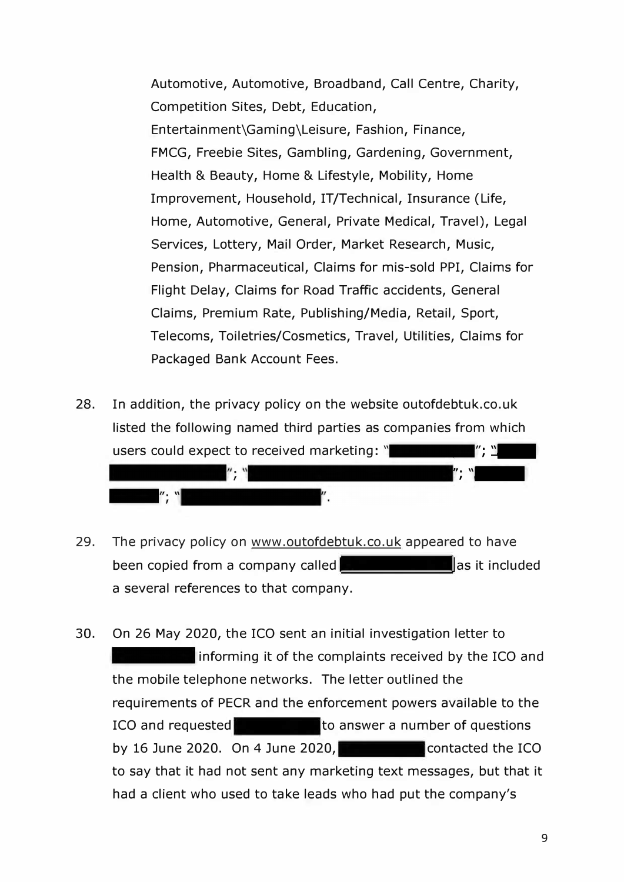Automotive, Automotive, Broadband, Call Centre, Charity, Competition Sites, Debt, Education, Entertainment\Gaming\Leisure, Fashion, Finance, FMCG, Freebie Sites, Gambling, Gardening, Government, Health & Beauty, Home & Lifestyle, Mobility, Home Improvement, Household, IT/Technical, Insurance (Life, Home, Automotive, General, Private Medical, Travel), Legal Services, Lottery, Mail Order, Market Research, Music, Pension, Pharmaceutical, Claims for mis-sold PPI, Claims for Flight Delay, Claims for Road Traffic accidents, General Claims, Premium Rate, Publishing/Media, Retail, Sport, Telecoms, Toiletries/Cosmetics, Travel, Utilities, Claims for Packaged Bank Account Fees.

28. In addition, the privacy policy on the website outofdebtuk.co.uk listed the following named third parties as companies from which users could expect to received marketing: "[redacted]"; "[redacted]"; "[redacted]"; "[redacted]"; "[redacted]".

29. The privacy policy on www.outofdebtuk.co.uk appeared to have been copied from a company called [redacted] as it included a several references to that company.

30. On 26 May 2020, the ICO sent an initial investigation letter to [redacted] informing it of the complaints received by the ICO and the mobile telephone networks. The letter outlined the requirements of PECR and the enforcement powers available to the ICO and requested [redacted] to answer a number of questions by 16 June 2020. On 4 June 2020, [redacted] contacted the ICO to say that it had not sent any marketing text messages, but that it had a client who used to take leads who had put the company's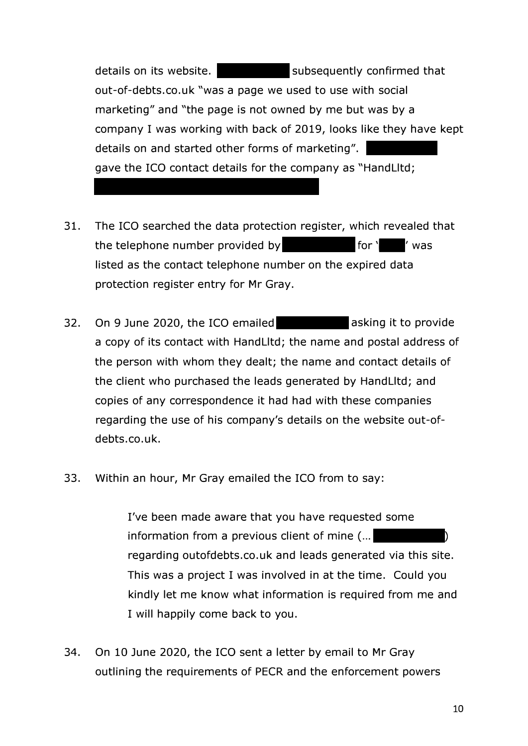details on its website. ████████ subsequently confirmed that out-of-debts.co.uk "was a page we used to use with social marketing" and "the page is not owned by me but was by a company I was working with back of 2019, looks like they have kept details on and started other forms of marketing". ████████ gave the ICO contact details for the company as "HandLltd; ████████████████████

31. The ICO searched the data protection register, which revealed that the telephone number provided by ████████ for '████' was listed as the contact telephone number on the expired data protection register entry for Mr Gray.

32. On 9 June 2020, the ICO emailed ████████ asking it to provide a copy of its contact with HandLltd; the name and postal address of the person with whom they dealt; the name and contact details of the client who purchased the leads generated by HandLltd; and copies of any correspondence it had had with these companies regarding the use of his company's details on the website out-of-debts.co.uk.

33. Within an hour, Mr Gray emailed the ICO from to say:

    > I've been made aware that you have requested some information from a previous client of mine (… ████████) regarding outofdebts.co.uk and leads generated via this site. This was a project I was involved in at the time. Could you kindly let me know what information is required from me and I will happily come back to you.

34. On 10 June 2020, the ICO sent a letter by email to Mr Gray outlining the requirements of PECR and the enforcement powers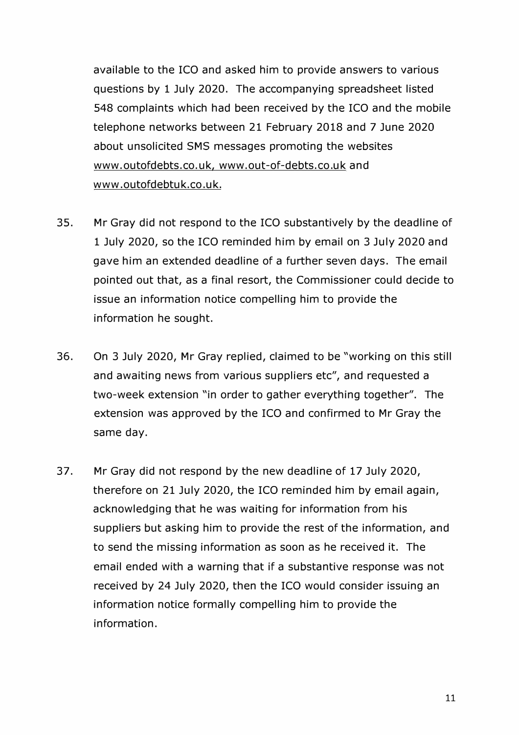available to the ICO and asked him to provide answers to various questions by 1 July 2020. The accompanying spreadsheet listed 548 complaints which had been received by the ICO and the mobile telephone networks between 21 February 2018 and 7 June 2020 about unsolicited SMS messages promoting the websites www.outofdebts.co.uk, www.out-of-debts.co.uk and www.outofdebtuk.co.uk.

35. Mr Gray did not respond to the ICO substantively by the deadline of 1 July 2020, so the ICO reminded him by email on 3 July 2020 and gave him an extended deadline of a further seven days. The email pointed out that, as a final resort, the Commissioner could decide to issue an information notice compelling him to provide the information he sought.

36. On 3 July 2020, Mr Gray replied, claimed to be "working on this still and awaiting news from various suppliers etc", and requested a two-week extension "in order to gather everything together". The extension was approved by the ICO and confirmed to Mr Gray the same day.

37. Mr Gray did not respond by the new deadline of 17 July 2020, therefore on 21 July 2020, the ICO reminded him by email again, acknowledging that he was waiting for information from his suppliers but asking him to provide the rest of the information, and to send the missing information as soon as he received it. The email ended with a warning that if a substantive response was not received by 24 July 2020, then the ICO would consider issuing an information notice formally compelling him to provide the information.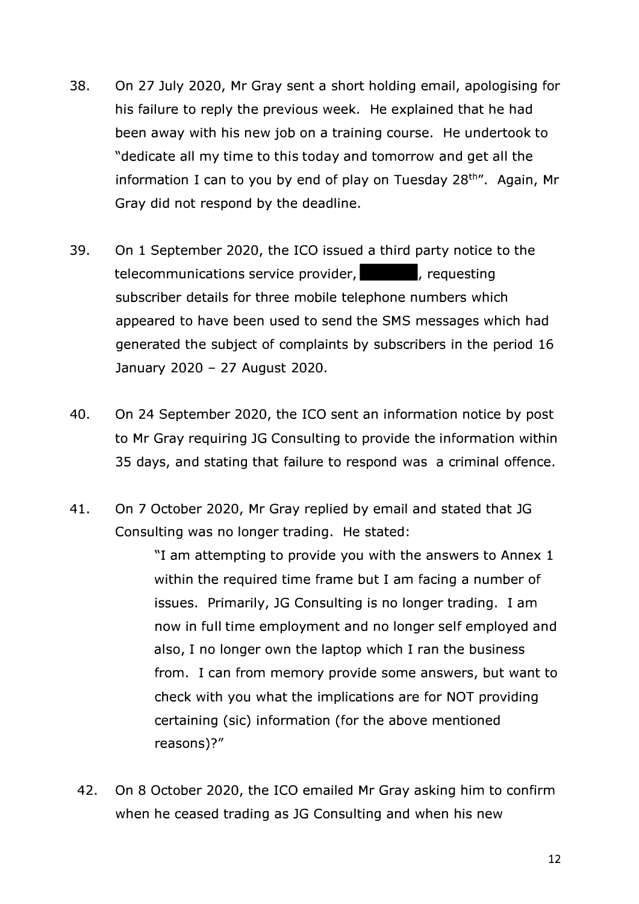38. On 27 July 2020, Mr Gray sent a short holding email, apologising for his failure to reply the previous week. He explained that he had been away with his new job on a training course. He undertook to "dedicate all my time to this today and tomorrow and get all the information I can to you by end of play on Tuesday 28th". Again, Mr Gray did not respond by the deadline.

39. On 1 September 2020, the ICO issued a third party notice to the telecommunications service provider, ██████, requesting subscriber details for three mobile telephone numbers which appeared to have been used to send the SMS messages which had generated the subject of complaints by subscribers in the period 16 January 2020 – 27 August 2020.

40. On 24 September 2020, the ICO sent an information notice by post to Mr Gray requiring JG Consulting to provide the information within 35 days, and stating that failure to respond was a criminal offence.

41. On 7 October 2020, Mr Gray replied by email and stated that JG Consulting was no longer trading. He stated:

> "I am attempting to provide you with the answers to Annex 1 within the required time frame but I am facing a number of issues. Primarily, JG Consulting is no longer trading. I am now in full time employment and no longer self employed and also, I no longer own the laptop which I ran the business from. I can from memory provide some answers, but want to check with you what the implications are for NOT providing certaining (sic) information (for the above mentioned reasons)?"

42. On 8 October 2020, the ICO emailed Mr Gray asking him to confirm when he ceased trading as JG Consulting and when his new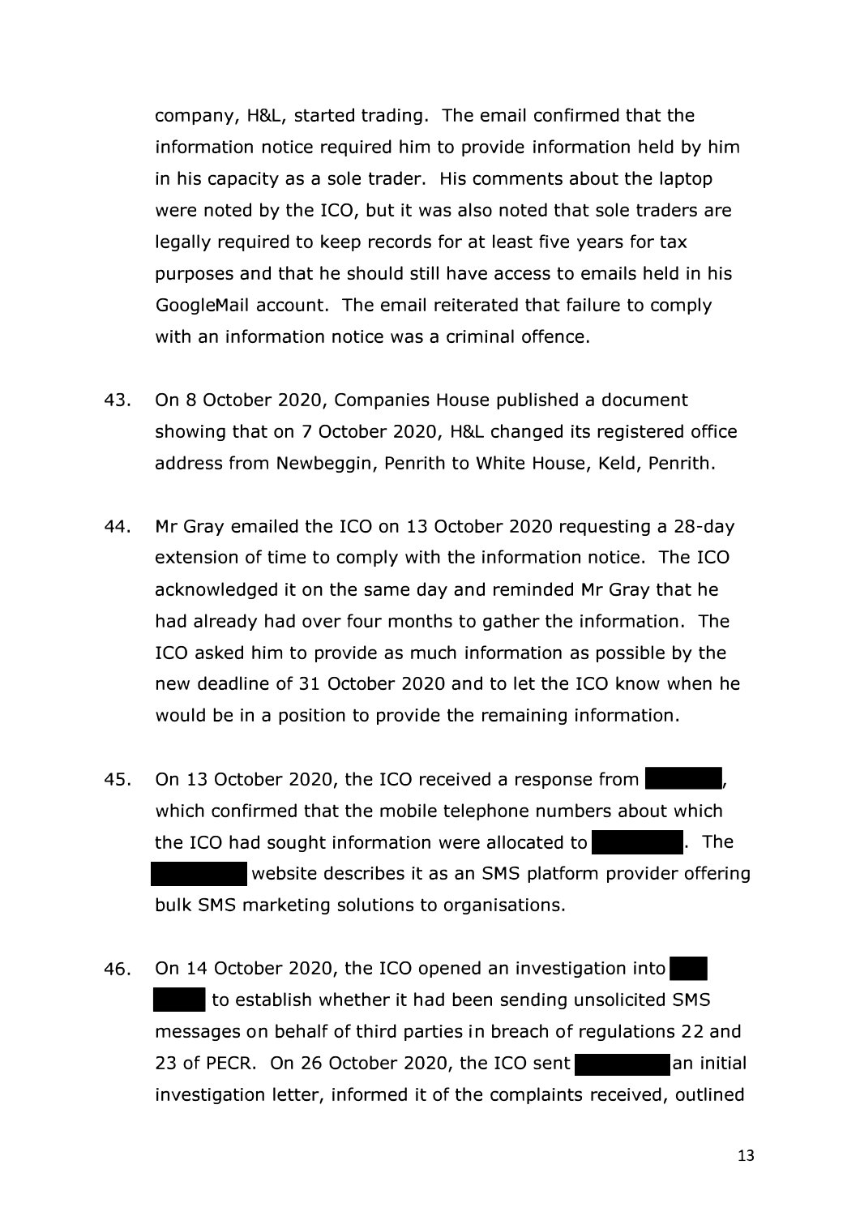company, H&L, started trading. The email confirmed that the information notice required him to provide information held by him in his capacity as a sole trader. His comments about the laptop were noted by the ICO, but it was also noted that sole traders are legally required to keep records for at least five years for tax purposes and that he should still have access to emails held in his GoogleMail account. The email reiterated that failure to comply with an information notice was a criminal offence.

43. On 8 October 2020, Companies House published a document showing that on 7 October 2020, H&L changed its registered office address from Newbeggin, Penrith to White House, Keld, Penrith.

44. Mr Gray emailed the ICO on 13 October 2020 requesting a 28-day extension of time to comply with the information notice. The ICO acknowledged it on the same day and reminded Mr Gray that he had already had over four months to gather the information. The ICO asked him to provide as much information as possible by the new deadline of 31 October 2020 and to let the ICO know when he would be in a position to provide the remaining information.

45. On 13 October 2020, the ICO received a response from [REDACTED], which confirmed that the mobile telephone numbers about which the ICO had sought information were allocated to [REDACTED]. The [REDACTED] website describes it as an SMS platform provider offering bulk SMS marketing solutions to organisations.

46. On 14 October 2020, the ICO opened an investigation into [REDACTED] to establish whether it had been sending unsolicited SMS messages on behalf of third parties in breach of regulations 22 and 23 of PECR. On 26 October 2020, the ICO sent [REDACTED] an initial investigation letter, informed it of the complaints received, outlined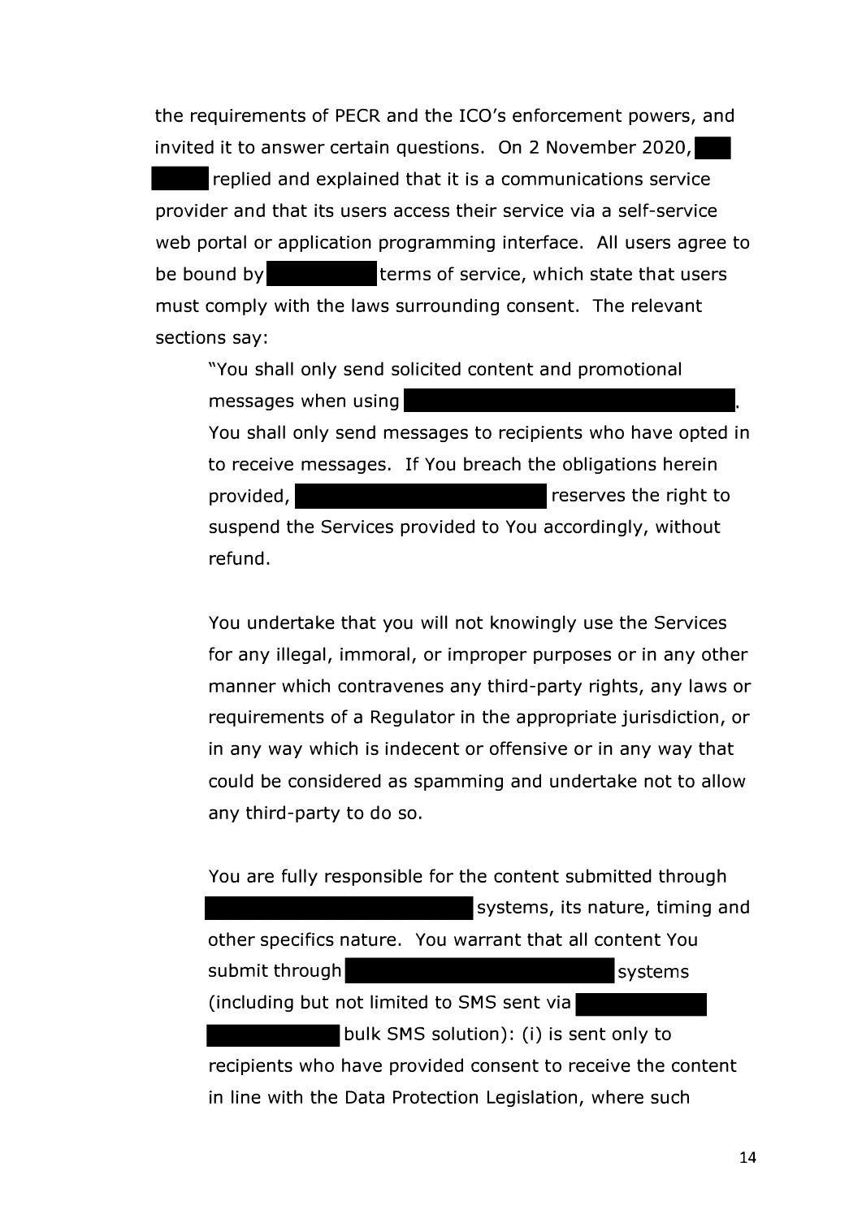the requirements of PECR and the ICO's enforcement powers, and invited it to answer certain questions. On 2 November 2020, [REDACTED] replied and explained that it is a communications service provider and that its users access their service via a self-service web portal or application programming interface. All users agree to be bound by [REDACTED] terms of service, which state that users must comply with the laws surrounding consent. The relevant sections say:

> "You shall only send solicited content and promotional messages when using [REDACTED]. You shall only send messages to recipients who have opted in to receive messages. If You breach the obligations herein provided, [REDACTED] reserves the right to suspend the Services provided to You accordingly, without refund.
>
> You undertake that you will not knowingly use the Services for any illegal, immoral, or improper purposes or in any other manner which contravenes any third-party rights, any laws or requirements of a Regulator in the appropriate jurisdiction, or in any way which is indecent or offensive or in any way that could be considered as spamming and undertake not to allow any third-party to do so.
>
> You are fully responsible for the content submitted through [REDACTED] systems, its nature, timing and other specifics nature. You warrant that all content You submit through [REDACTED] systems (including but not limited to SMS sent via [REDACTED] bulk SMS solution): (i) is sent only to recipients who have provided consent to receive the content in line with the Data Protection Legislation, where such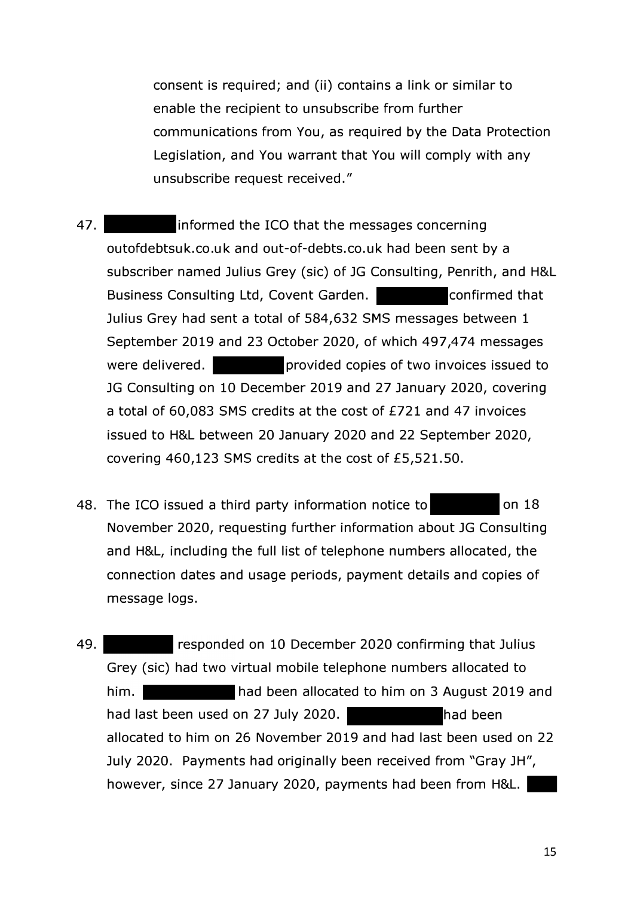consent is required; and (ii) contains a link or similar to enable the recipient to unsubscribe from further communications from You, as required by the Data Protection Legislation, and You warrant that You will comply with any unsubscribe request received."

47. informed the ICO that the messages concerning outofdebtsuk.co.uk and out-of-debts.co.uk had been sent by a subscriber named Julius Grey (sic) of JG Consulting, Penrith, and H&L Business Consulting Ltd, Covent Garden. confirmed that Julius Grey had sent a total of 584,632 SMS messages between 1 September 2019 and 23 October 2020, of which 497,474 messages were delivered. provided copies of two invoices issued to JG Consulting on 10 December 2019 and 27 January 2020, covering a total of 60,083 SMS credits at the cost of £721 and 47 invoices issued to H&L between 20 January 2020 and 22 September 2020, covering 460,123 SMS credits at the cost of £5,521.50.

48. The ICO issued a third party information notice to on 18 November 2020, requesting further information about JG Consulting and H&L, including the full list of telephone numbers allocated, the connection dates and usage periods, payment details and copies of message logs.

49. responded on 10 December 2020 confirming that Julius Grey (sic) had two virtual mobile telephone numbers allocated to him. had been allocated to him on 3 August 2019 and had last been used on 27 July 2020. had been allocated to him on 26 November 2019 and had last been used on 22 July 2020. Payments had originally been received from "Gray JH", however, since 27 January 2020, payments had been from H&L.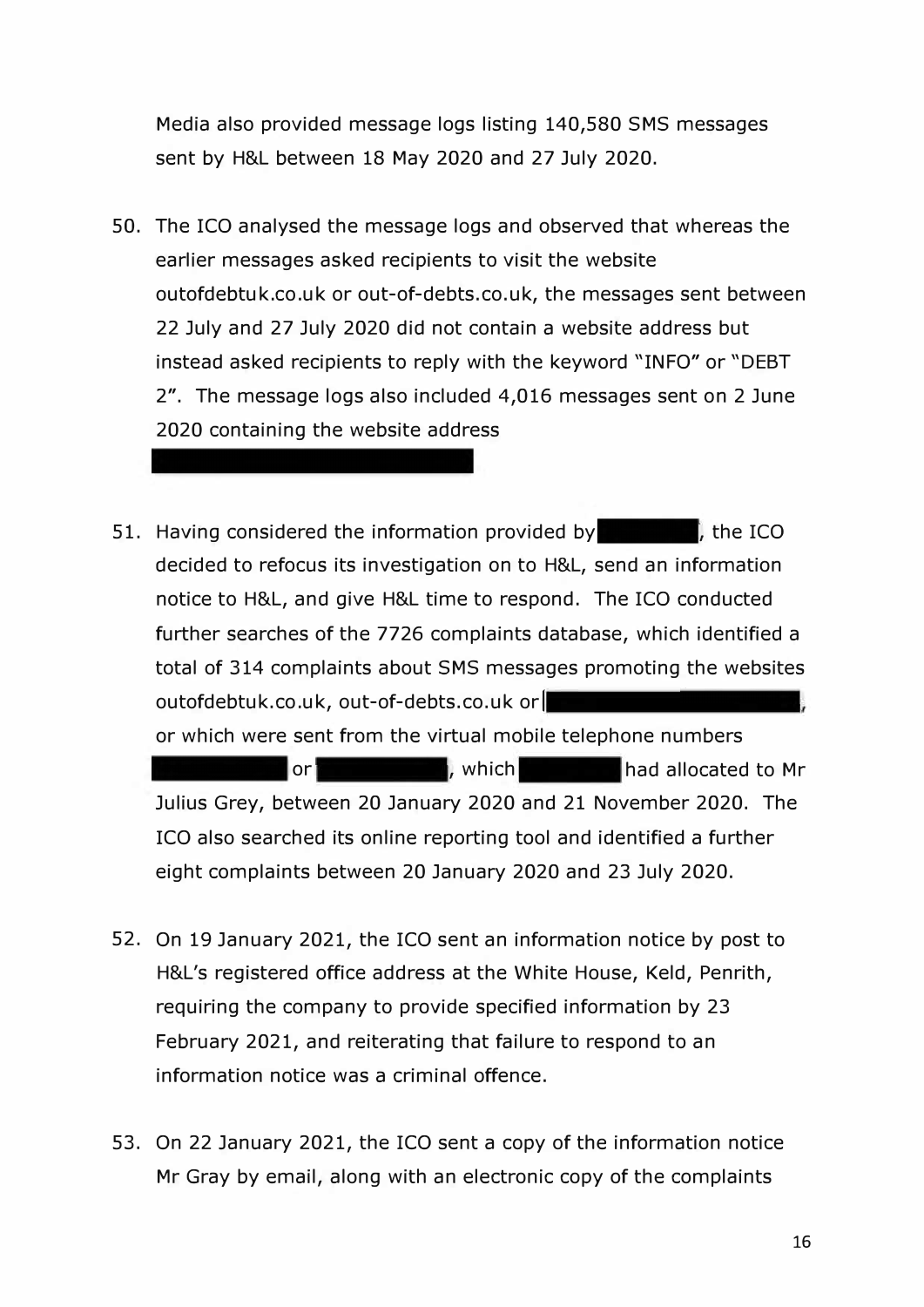Media also provided message logs listing 140,580 SMS messages sent by H&L between 18 May 2020 and 27 July 2020.

50. The ICO analysed the message logs and observed that whereas the earlier messages asked recipients to visit the website outofdebtuk.co.uk or out-of-debts.co.uk, the messages sent between 22 July and 27 July 2020 did not contain a website address but instead asked recipients to reply with the keyword "INFO" or "DEBT 2". The message logs also included 4,016 messages sent on 2 June 2020 containing the website address ██████████████

51. Having considered the information provided by ██████, the ICO decided to refocus its investigation on to H&L, send an information notice to H&L, and give H&L time to respond. The ICO conducted further searches of the 7726 complaints database, which identified a total of 314 complaints about SMS messages promoting the websites outofdebtuk.co.uk, out-of-debts.co.uk or ██████████, or which were sent from the virtual mobile telephone numbers ██████ or ██████, which ██████ had allocated to Mr Julius Grey, between 20 January 2020 and 21 November 2020. The ICO also searched its online reporting tool and identified a further eight complaints between 20 January 2020 and 23 July 2020.

52. On 19 January 2021, the ICO sent an information notice by post to H&L's registered office address at the White House, Keld, Penrith, requiring the company to provide specified information by 23 February 2021, and reiterating that failure to respond to an information notice was a criminal offence.

53. On 22 January 2021, the ICO sent a copy of the information notice Mr Gray by email, along with an electronic copy of the complaints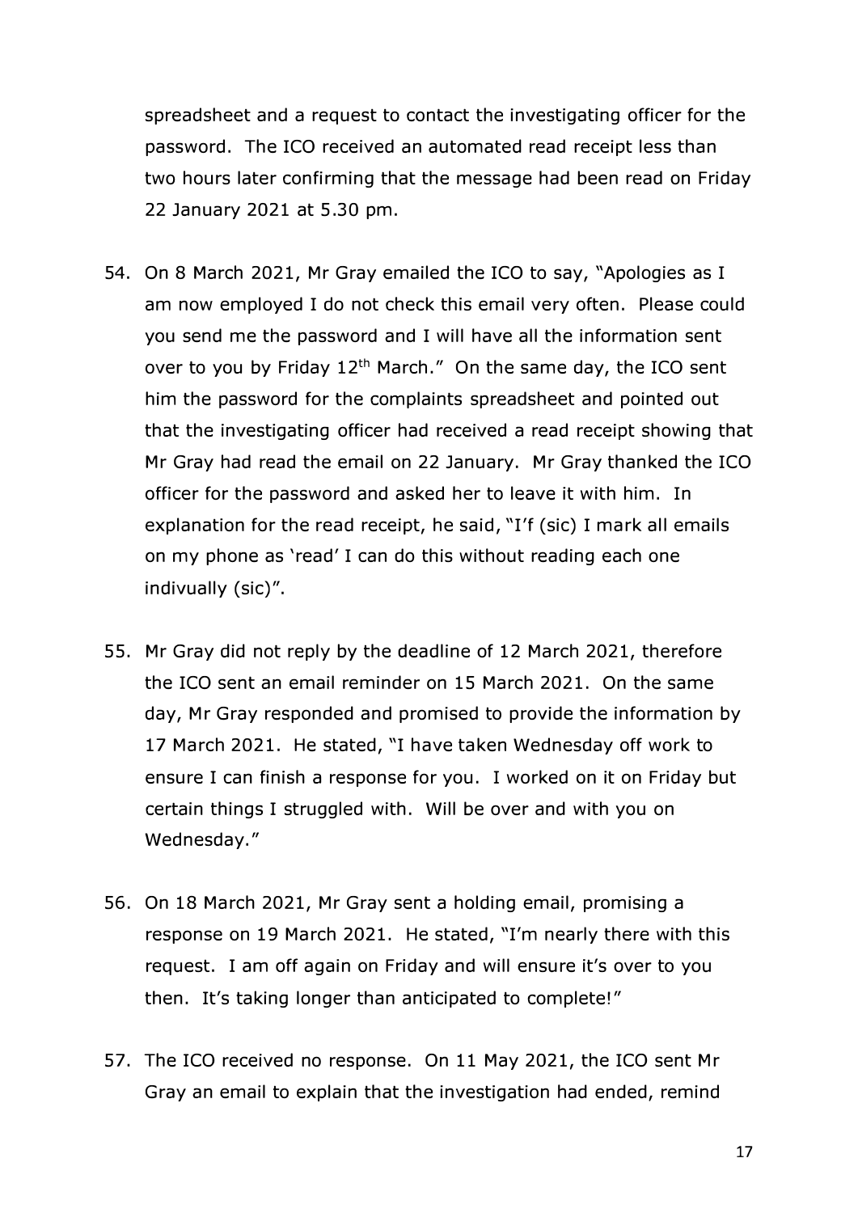spreadsheet and a request to contact the investigating officer for the password. The ICO received an automated read receipt less than two hours later confirming that the message had been read on Friday 22 January 2021 at 5.30 pm.

54. On 8 March 2021, Mr Gray emailed the ICO to say, "Apologies as I am now employed I do not check this email very often. Please could you send me the password and I will have all the information sent over to you by Friday 12th March." On the same day, the ICO sent him the password for the complaints spreadsheet and pointed out that the investigating officer had received a read receipt showing that Mr Gray had read the email on 22 January. Mr Gray thanked the ICO officer for the password and asked her to leave it with him. In explanation for the read receipt, he said, "I'f (sic) I mark all emails on my phone as 'read' I can do this without reading each one indivually (sic)".

55. Mr Gray did not reply by the deadline of 12 March 2021, therefore the ICO sent an email reminder on 15 March 2021. On the same day, Mr Gray responded and promised to provide the information by 17 March 2021. He stated, "I have taken Wednesday off work to ensure I can finish a response for you. I worked on it on Friday but certain things I struggled with. Will be over and with you on Wednesday."

56. On 18 March 2021, Mr Gray sent a holding email, promising a response on 19 March 2021. He stated, "I'm nearly there with this request. I am off again on Friday and will ensure it's over to you then. It's taking longer than anticipated to complete!"

57. The ICO received no response. On 11 May 2021, the ICO sent Mr Gray an email to explain that the investigation had ended, remind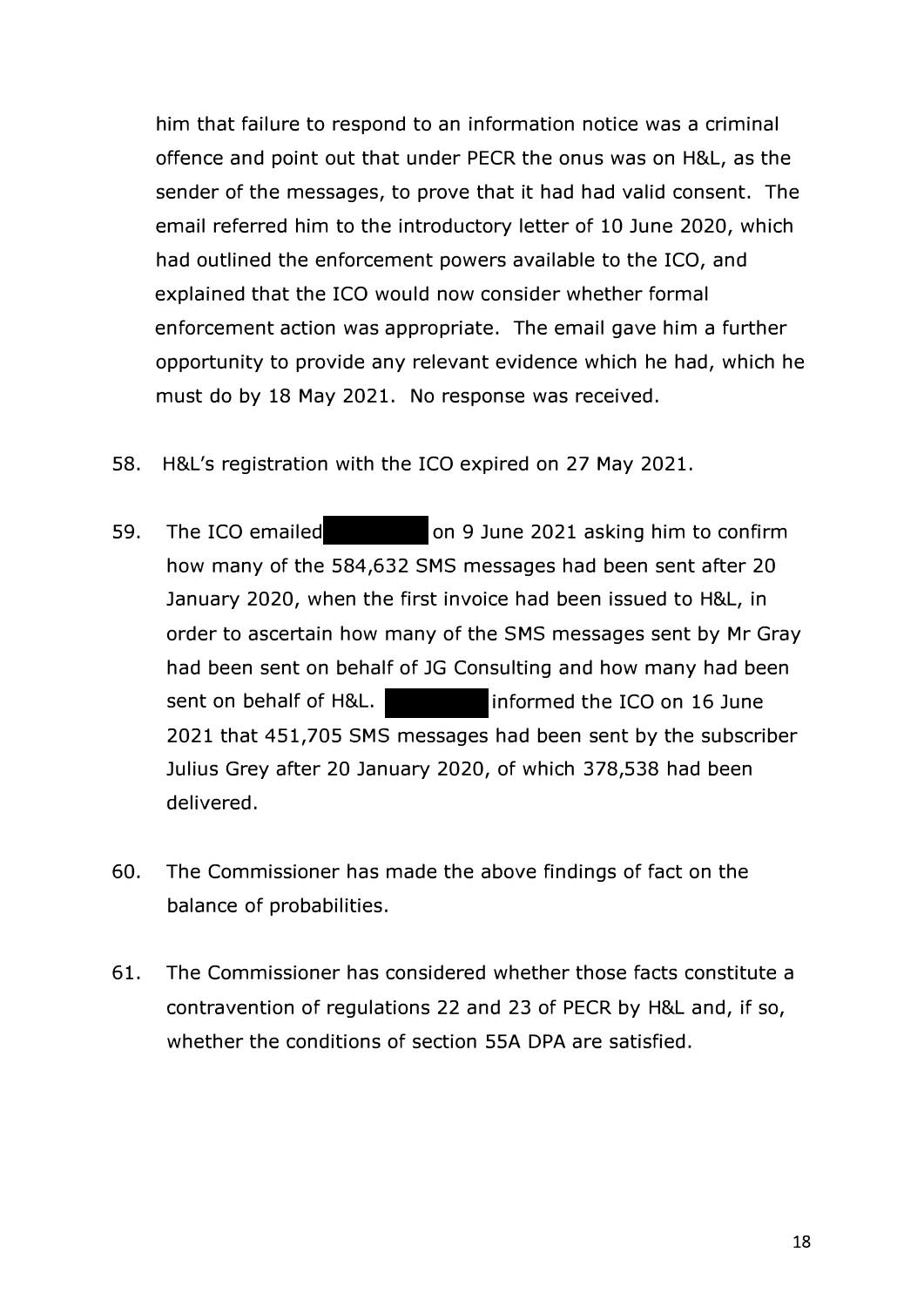him that failure to respond to an information notice was a criminal offence and point out that under PECR the onus was on H&L, as the sender of the messages, to prove that it had had valid consent. The email referred him to the introductory letter of 10 June 2020, which had outlined the enforcement powers available to the ICO, and explained that the ICO would now consider whether formal enforcement action was appropriate. The email gave him a further opportunity to provide any relevant evidence which he had, which he must do by 18 May 2021. No response was received.

58. H&L's registration with the ICO expired on 27 May 2021.

59. The ICO emailed ██████ on 9 June 2021 asking him to confirm how many of the 584,632 SMS messages had been sent after 20 January 2020, when the first invoice had been issued to H&L, in order to ascertain how many of the SMS messages sent by Mr Gray had been sent on behalf of JG Consulting and how many had been sent on behalf of H&L. ██████ informed the ICO on 16 June 2021 that 451,705 SMS messages had been sent by the subscriber Julius Grey after 20 January 2020, of which 378,538 had been delivered.

60. The Commissioner has made the above findings of fact on the balance of probabilities.

61. The Commissioner has considered whether those facts constitute a contravention of regulations 22 and 23 of PECR by H&L and, if so, whether the conditions of section 55A DPA are satisfied.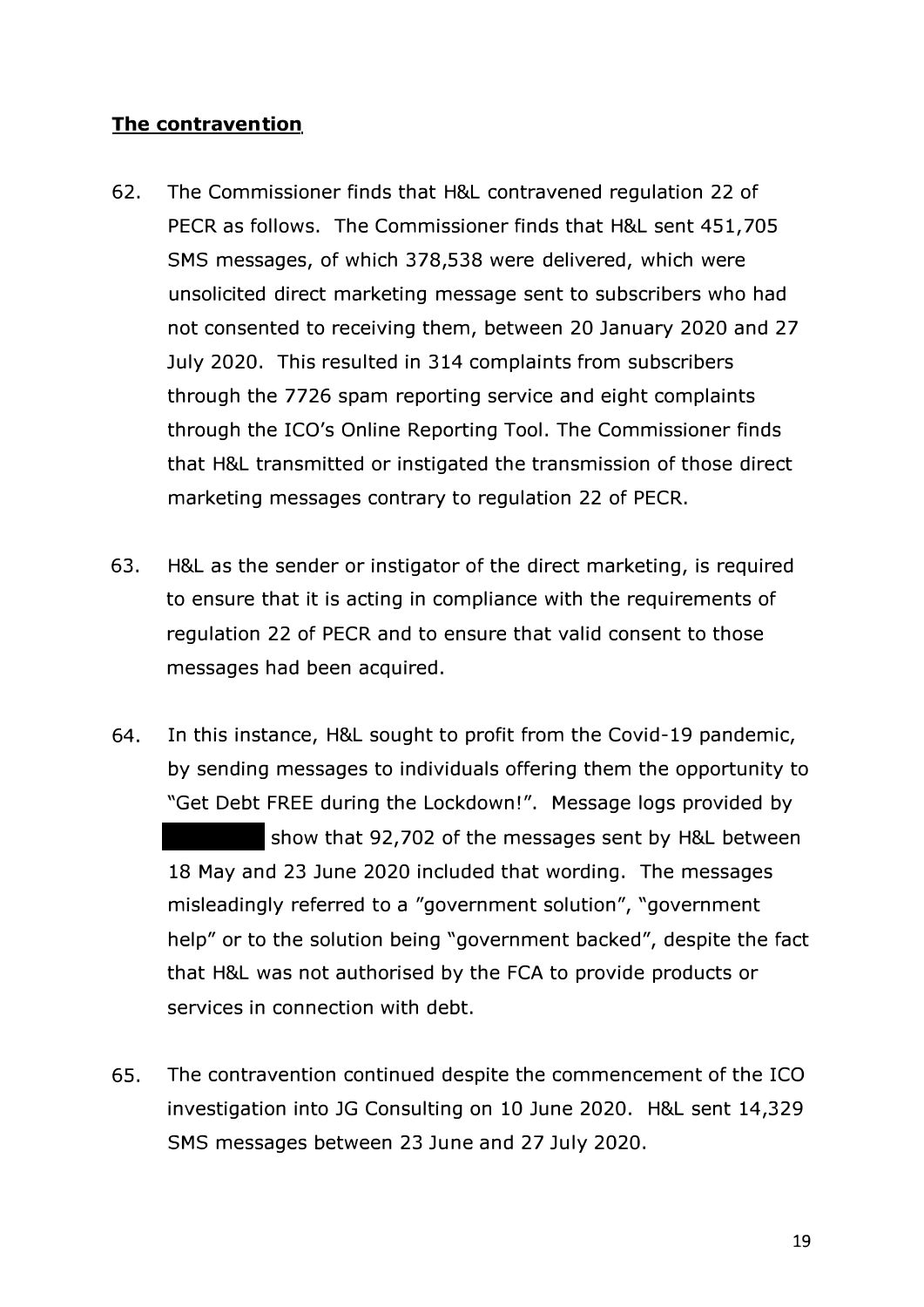**The contravention**

62. The Commissioner finds that H&L contravened regulation 22 of PECR as follows. The Commissioner finds that H&L sent 451,705 SMS messages, of which 378,538 were delivered, which were unsolicited direct marketing message sent to subscribers who had not consented to receiving them, between 20 January 2020 and 27 July 2020. This resulted in 314 complaints from subscribers through the 7726 spam reporting service and eight complaints through the ICO's Online Reporting Tool. The Commissioner finds that H&L transmitted or instigated the transmission of those direct marketing messages contrary to regulation 22 of PECR.

63. H&L as the sender or instigator of the direct marketing, is required to ensure that it is acting in compliance with the requirements of regulation 22 of PECR and to ensure that valid consent to those messages had been acquired.

64. In this instance, H&L sought to profit from the Covid-19 pandemic, by sending messages to individuals offering them the opportunity to "Get Debt FREE during the Lockdown!". Message logs provided by ██████ show that 92,702 of the messages sent by H&L between 18 May and 23 June 2020 included that wording. The messages misleadingly referred to a "government solution", "government help" or to the solution being "government backed", despite the fact that H&L was not authorised by the FCA to provide products or services in connection with debt.

65. The contravention continued despite the commencement of the ICO investigation into JG Consulting on 10 June 2020. H&L sent 14,329 SMS messages between 23 June and 27 July 2020.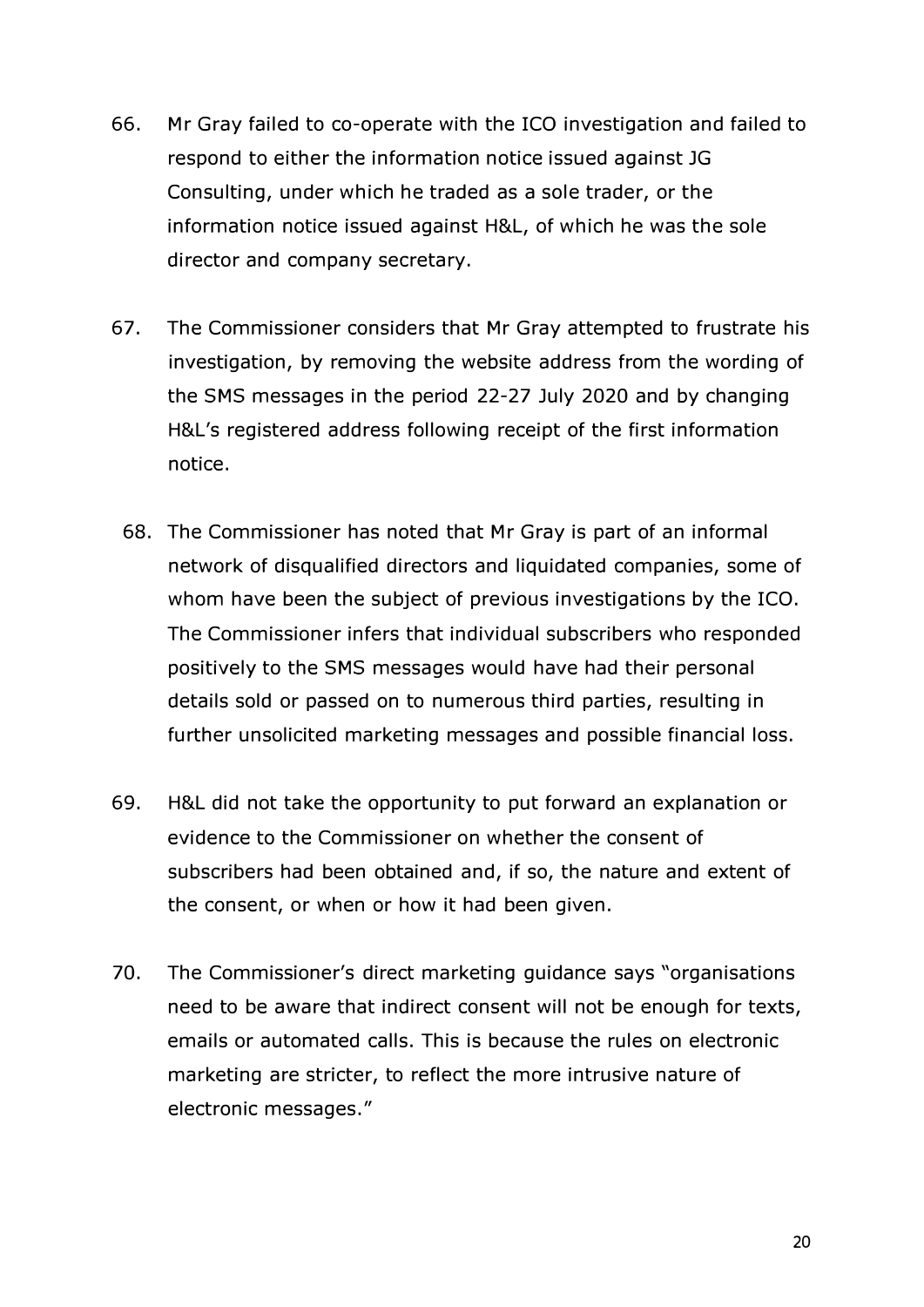66. Mr Gray failed to co-operate with the ICO investigation and failed to respond to either the information notice issued against JG Consulting, under which he traded as a sole trader, or the information notice issued against H&L, of which he was the sole director and company secretary.

67. The Commissioner considers that Mr Gray attempted to frustrate his investigation, by removing the website address from the wording of the SMS messages in the period 22-27 July 2020 and by changing H&L's registered address following receipt of the first information notice.

68. The Commissioner has noted that Mr Gray is part of an informal network of disqualified directors and liquidated companies, some of whom have been the subject of previous investigations by the ICO. The Commissioner infers that individual subscribers who responded positively to the SMS messages would have had their personal details sold or passed on to numerous third parties, resulting in further unsolicited marketing messages and possible financial loss.

69. H&L did not take the opportunity to put forward an explanation or evidence to the Commissioner on whether the consent of subscribers had been obtained and, if so, the nature and extent of the consent, or when or how it had been given.

70. The Commissioner's direct marketing guidance says "organisations need to be aware that indirect consent will not be enough for texts, emails or automated calls. This is because the rules on electronic marketing are stricter, to reflect the more intrusive nature of electronic messages."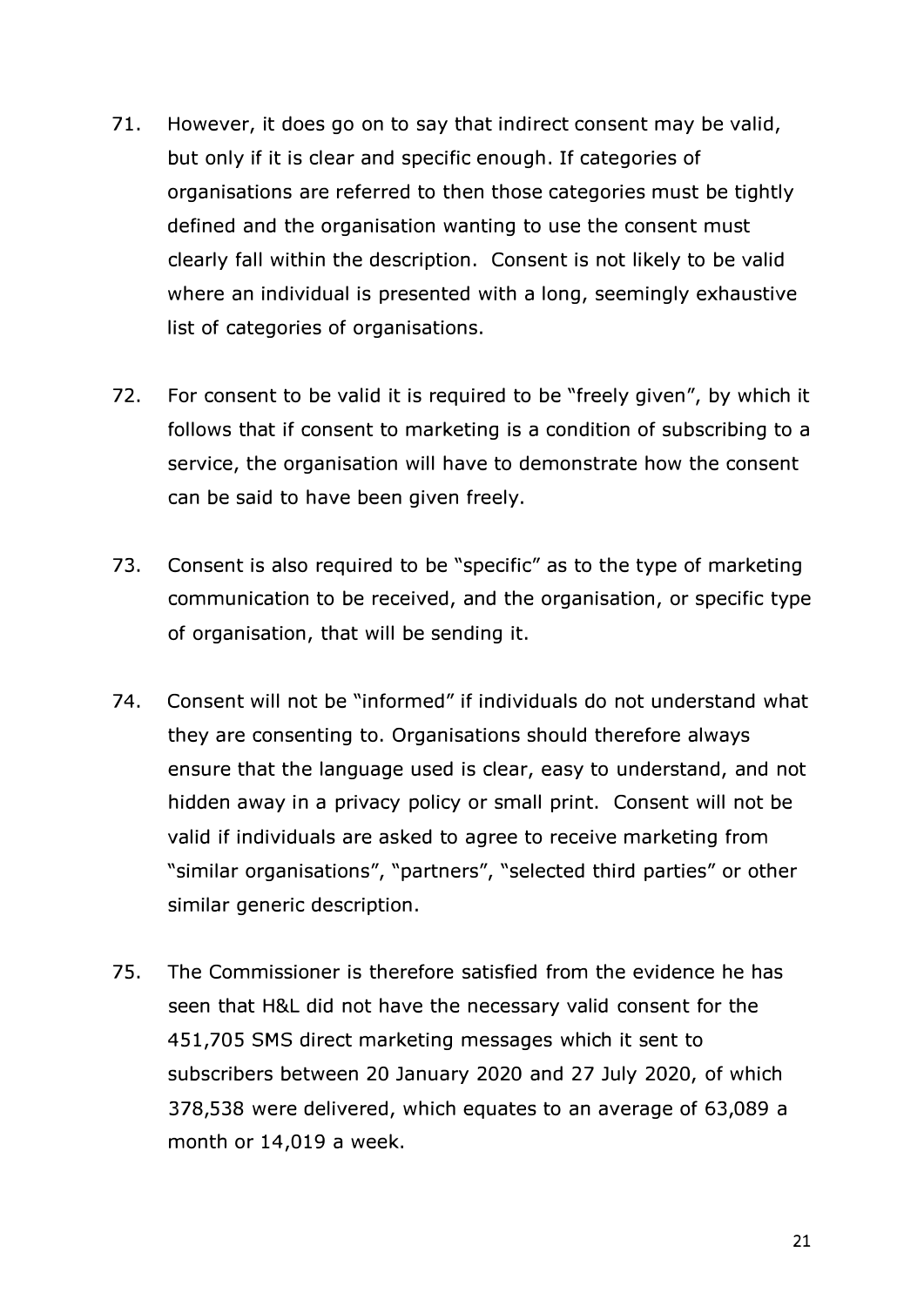71. However, it does go on to say that indirect consent may be valid, but only if it is clear and specific enough. If categories of organisations are referred to then those categories must be tightly defined and the organisation wanting to use the consent must clearly fall within the description. Consent is not likely to be valid where an individual is presented with a long, seemingly exhaustive list of categories of organisations.

72. For consent to be valid it is required to be "freely given", by which it follows that if consent to marketing is a condition of subscribing to a service, the organisation will have to demonstrate how the consent can be said to have been given freely.

73. Consent is also required to be "specific" as to the type of marketing communication to be received, and the organisation, or specific type of organisation, that will be sending it.

74. Consent will not be "informed" if individuals do not understand what they are consenting to. Organisations should therefore always ensure that the language used is clear, easy to understand, and not hidden away in a privacy policy or small print. Consent will not be valid if individuals are asked to agree to receive marketing from "similar organisations", "partners", "selected third parties" or other similar generic description.

75. The Commissioner is therefore satisfied from the evidence he has seen that H&L did not have the necessary valid consent for the 451,705 SMS direct marketing messages which it sent to subscribers between 20 January 2020 and 27 July 2020, of which 378,538 were delivered, which equates to an average of 63,089 a month or 14,019 a week.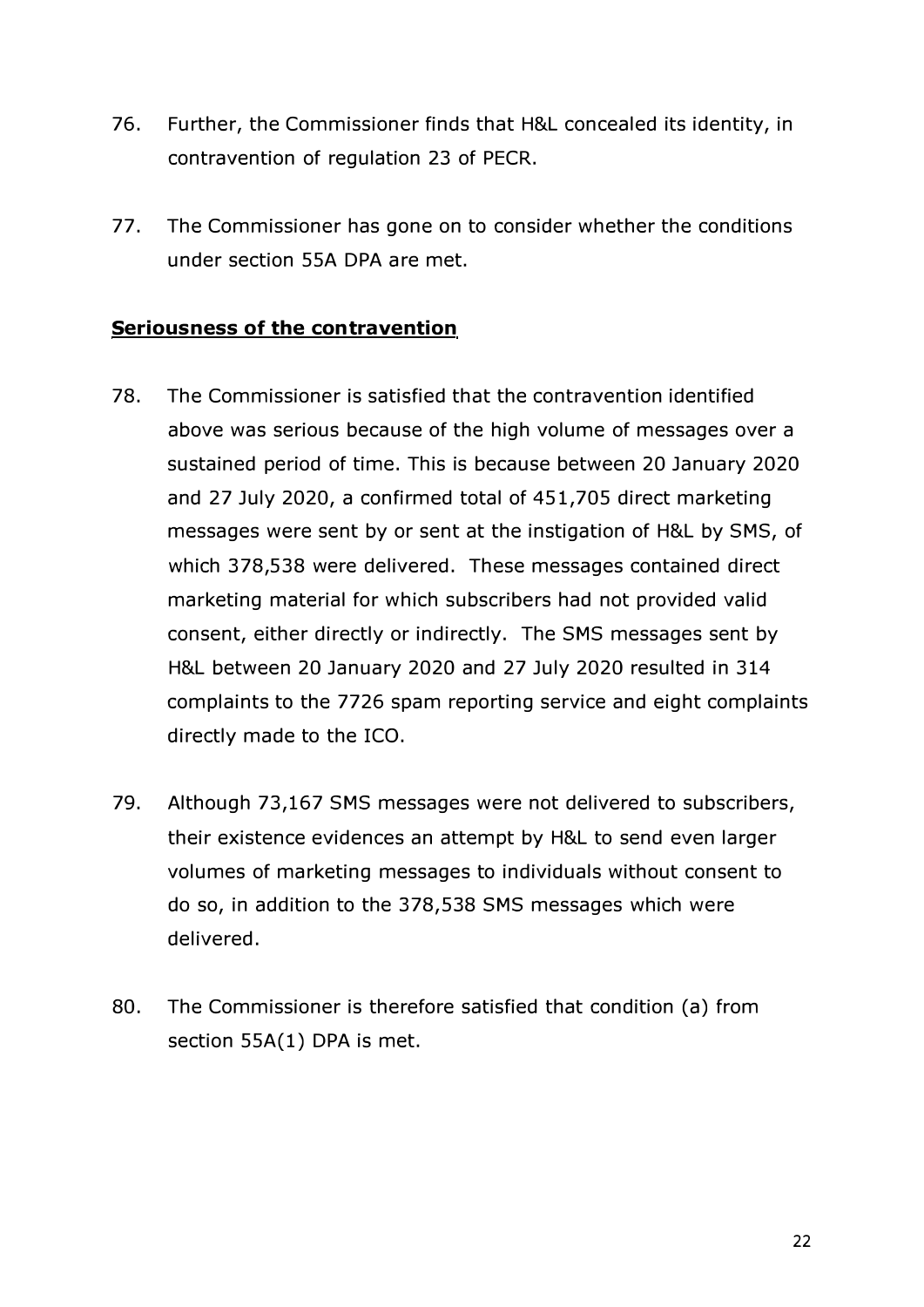76. Further, the Commissioner finds that H&L concealed its identity, in contravention of regulation 23 of PECR.

77. The Commissioner has gone on to consider whether the conditions under section 55A DPA are met.

**Seriousness of the contravention**

78. The Commissioner is satisfied that the contravention identified above was serious because of the high volume of messages over a sustained period of time. This is because between 20 January 2020 and 27 July 2020, a confirmed total of 451,705 direct marketing messages were sent by or sent at the instigation of H&L by SMS, of which 378,538 were delivered. These messages contained direct marketing material for which subscribers had not provided valid consent, either directly or indirectly. The SMS messages sent by H&L between 20 January 2020 and 27 July 2020 resulted in 314 complaints to the 7726 spam reporting service and eight complaints directly made to the ICO.

79. Although 73,167 SMS messages were not delivered to subscribers, their existence evidences an attempt by H&L to send even larger volumes of marketing messages to individuals without consent to do so, in addition to the 378,538 SMS messages which were delivered.

80. The Commissioner is therefore satisfied that condition (a) from section 55A(1) DPA is met.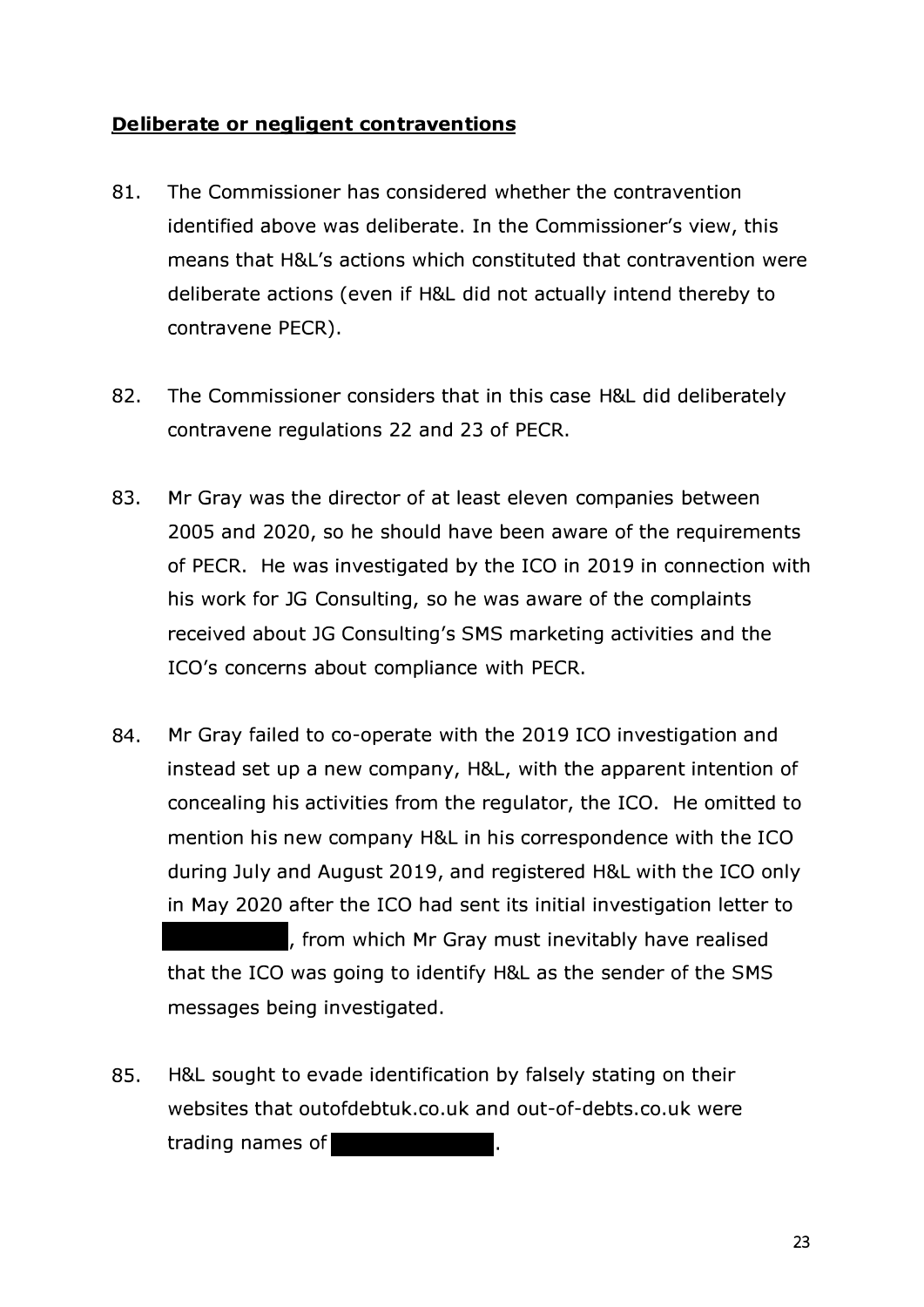**Deliberate or negligent contraventions**

81. The Commissioner has considered whether the contravention identified above was deliberate. In the Commissioner's view, this means that H&L's actions which constituted that contravention were deliberate actions (even if H&L did not actually intend thereby to contravene PECR).

82. The Commissioner considers that in this case H&L did deliberately contravene regulations 22 and 23 of PECR.

83. Mr Gray was the director of at least eleven companies between 2005 and 2020, so he should have been aware of the requirements of PECR. He was investigated by the ICO in 2019 in connection with his work for JG Consulting, so he was aware of the complaints received about JG Consulting's SMS marketing activities and the ICO's concerns about compliance with PECR.

84. Mr Gray failed to co-operate with the 2019 ICO investigation and instead set up a new company, H&L, with the apparent intention of concealing his activities from the regulator, the ICO. He omitted to mention his new company H&L in his correspondence with the ICO during July and August 2019, and registered H&L with the ICO only in May 2020 after the ICO had sent its initial investigation letter to ██████████, from which Mr Gray must inevitably have realised that the ICO was going to identify H&L as the sender of the SMS messages being investigated.

85. H&L sought to evade identification by falsely stating on their websites that outofdebtuk.co.uk and out-of-debts.co.uk were trading names of ██████████.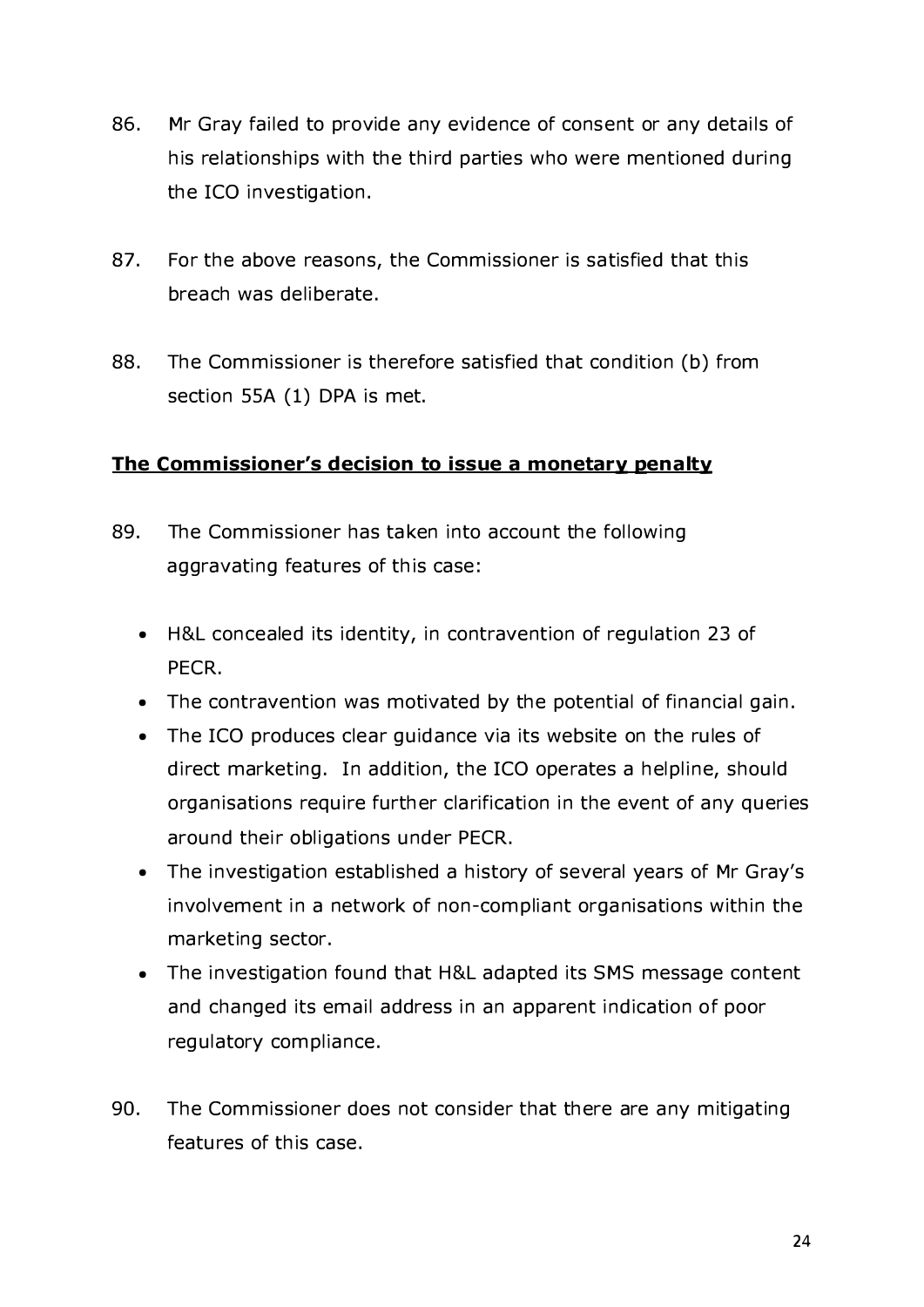86. Mr Gray failed to provide any evidence of consent or any details of his relationships with the third parties who were mentioned during the ICO investigation.

87. For the above reasons, the Commissioner is satisfied that this breach was deliberate.

88. The Commissioner is therefore satisfied that condition (b) from section 55A (1) DPA is met.

**The Commissioner's decision to issue a monetary penalty**

89. The Commissioner has taken into account the following aggravating features of this case:

- H&L concealed its identity, in contravention of regulation 23 of PECR.
- The contravention was motivated by the potential of financial gain.
- The ICO produces clear guidance via its website on the rules of direct marketing. In addition, the ICO operates a helpline, should organisations require further clarification in the event of any queries around their obligations under PECR.
- The investigation established a history of several years of Mr Gray's involvement in a network of non-compliant organisations within the marketing sector.
- The investigation found that H&L adapted its SMS message content and changed its email address in an apparent indication of poor regulatory compliance.

90. The Commissioner does not consider that there are any mitigating features of this case.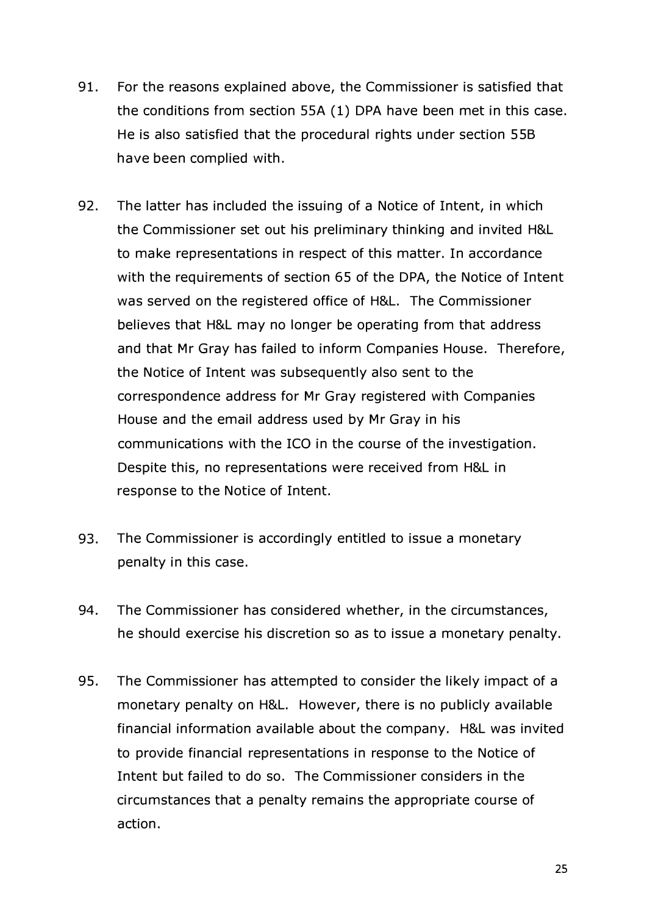91. For the reasons explained above, the Commissioner is satisfied that the conditions from section 55A (1) DPA have been met in this case. He is also satisfied that the procedural rights under section 55B have been complied with.

92. The latter has included the issuing of a Notice of Intent, in which the Commissioner set out his preliminary thinking and invited H&L to make representations in respect of this matter. In accordance with the requirements of section 65 of the DPA, the Notice of Intent was served on the registered office of H&L. The Commissioner believes that H&L may no longer be operating from that address and that Mr Gray has failed to inform Companies House. Therefore, the Notice of Intent was subsequently also sent to the correspondence address for Mr Gray registered with Companies House and the email address used by Mr Gray in his communications with the ICO in the course of the investigation. Despite this, no representations were received from H&L in response to the Notice of Intent.

93. The Commissioner is accordingly entitled to issue a monetary penalty in this case.

94. The Commissioner has considered whether, in the circumstances, he should exercise his discretion so as to issue a monetary penalty.

95. The Commissioner has attempted to consider the likely impact of a monetary penalty on H&L. However, there is no publicly available financial information available about the company. H&L was invited to provide financial representations in response to the Notice of Intent but failed to do so. The Commissioner considers in the circumstances that a penalty remains the appropriate course of action.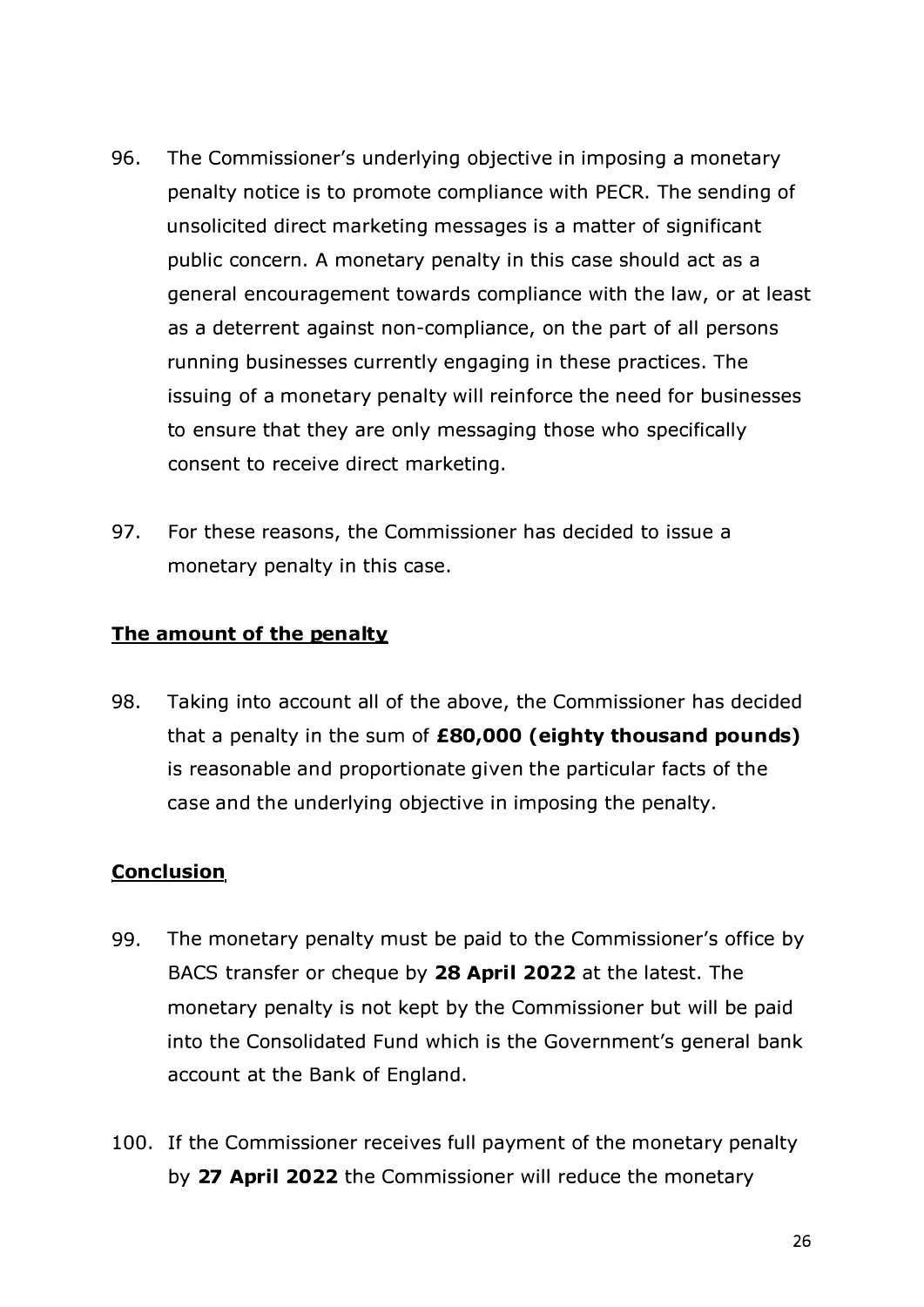96. The Commissioner's underlying objective in imposing a monetary penalty notice is to promote compliance with PECR. The sending of unsolicited direct marketing messages is a matter of significant public concern. A monetary penalty in this case should act as a general encouragement towards compliance with the law, or at least as a deterrent against non-compliance, on the part of all persons running businesses currently engaging in these practices. The issuing of a monetary penalty will reinforce the need for businesses to ensure that they are only messaging those who specifically consent to receive direct marketing.

97. For these reasons, the Commissioner has decided to issue a monetary penalty in this case.

## The amount of the penalty

98. Taking into account all of the above, the Commissioner has decided that a penalty in the sum of **£80,000 (eighty thousand pounds)** is reasonable and proportionate given the particular facts of the case and the underlying objective in imposing the penalty.

## Conclusion

99. The monetary penalty must be paid to the Commissioner's office by BACS transfer or cheque by **28 April 2022** at the latest. The monetary penalty is not kept by the Commissioner but will be paid into the Consolidated Fund which is the Government's general bank account at the Bank of England.

100. If the Commissioner receives full payment of the monetary penalty by **27 April 2022** the Commissioner will reduce the monetary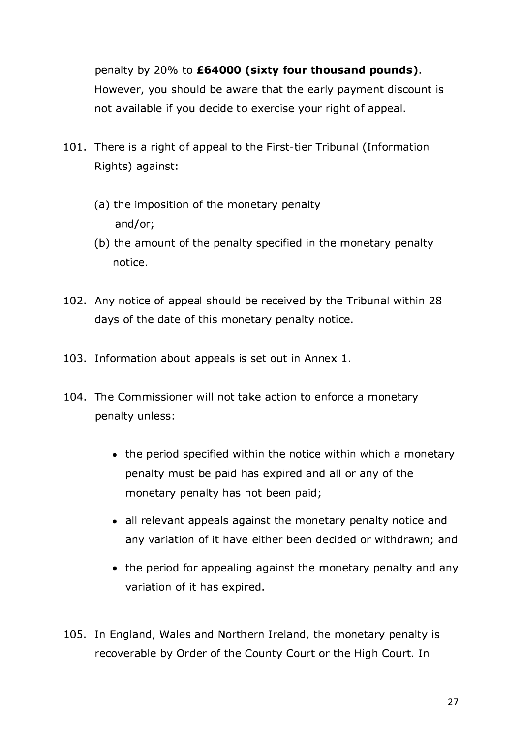penalty by 20% to **£64000 (sixty four thousand pounds)**. However, you should be aware that the early payment discount is not available if you decide to exercise your right of appeal.

101. There is a right of appeal to the First-tier Tribunal (Information Rights) against:

    (a) the imposition of the monetary penalty and/or;

    (b) the amount of the penalty specified in the monetary penalty notice.

102. Any notice of appeal should be received by the Tribunal within 28 days of the date of this monetary penalty notice.

103. Information about appeals is set out in Annex 1.

104. The Commissioner will not take action to enforce a monetary penalty unless:

    - the period specified within the notice within which a monetary penalty must be paid has expired and all or any of the monetary penalty has not been paid;
    - all relevant appeals against the monetary penalty notice and any variation of it have either been decided or withdrawn; and
    - the period for appealing against the monetary penalty and any variation of it has expired.

105. In England, Wales and Northern Ireland, the monetary penalty is recoverable by Order of the County Court or the High Court. In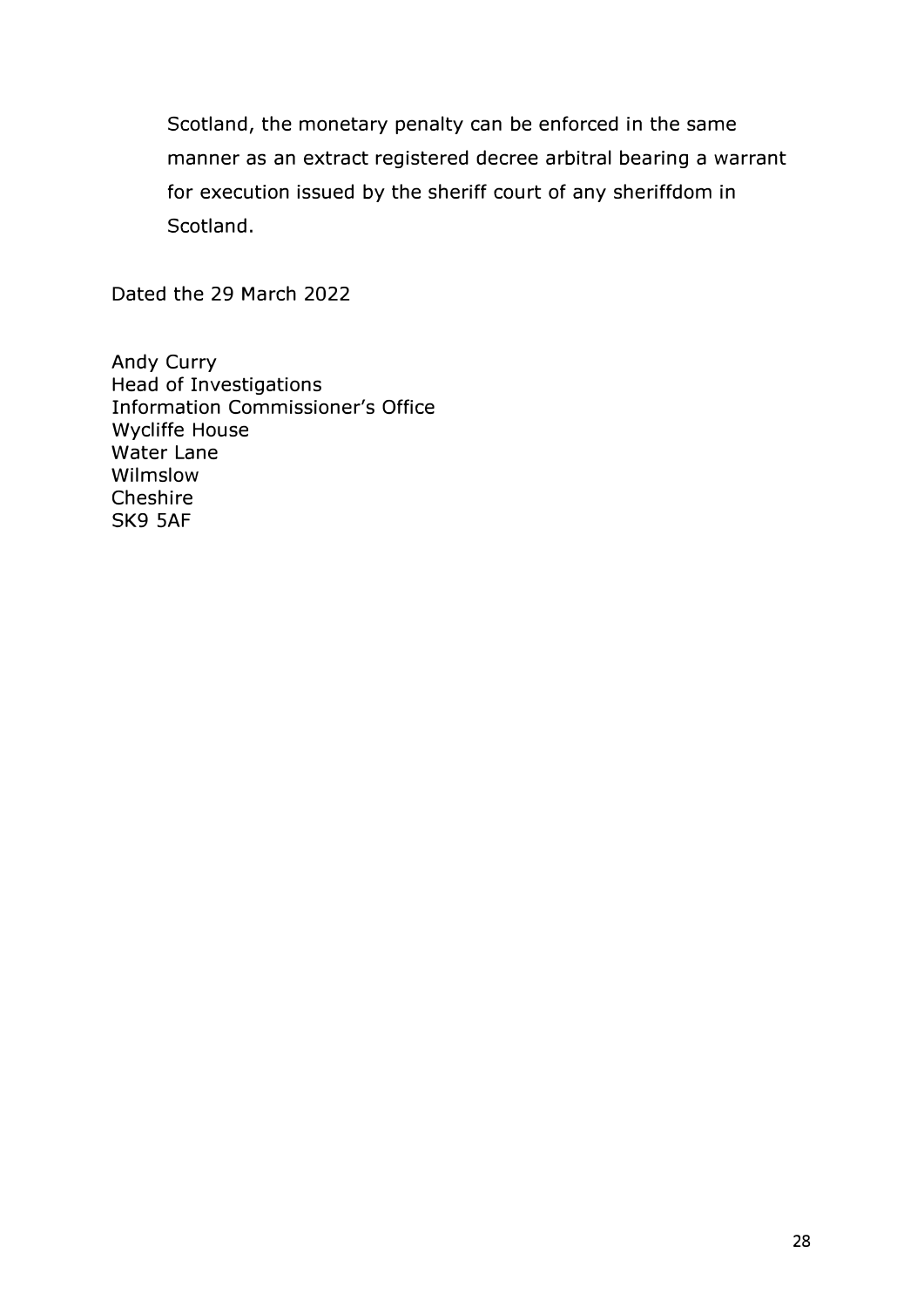Scotland, the monetary penalty can be enforced in the same manner as an extract registered decree arbitral bearing a warrant for execution issued by the sheriff court of any sheriffdom in Scotland.

Dated the 29 March 2022

Andy Curry  
Head of Investigations  
Information Commissioner's Office  
Wycliffe House  
Water Lane  
Wilmslow  
Cheshire  
SK9 5AF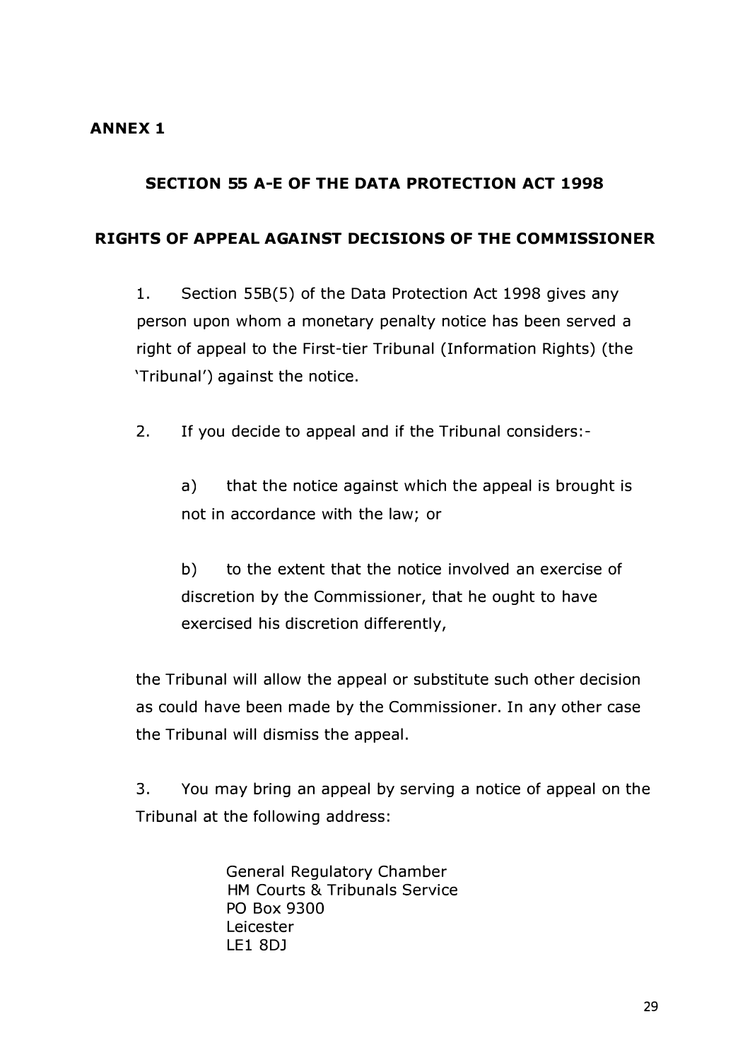**ANNEX 1**

## SECTION 55 A-E OF THE DATA PROTECTION ACT 1998

## RIGHTS OF APPEAL AGAINST DECISIONS OF THE COMMISSIONER

1. Section 55B(5) of the Data Protection Act 1998 gives any person upon whom a monetary penalty notice has been served a right of appeal to the First-tier Tribunal (Information Rights) (the 'Tribunal') against the notice.

2. If you decide to appeal and if the Tribunal considers:-

   a) that the notice against which the appeal is brought is not in accordance with the law; or

   b) to the extent that the notice involved an exercise of discretion by the Commissioner, that he ought to have exercised his discretion differently,

the Tribunal will allow the appeal or substitute such other decision as could have been made by the Commissioner. In any other case the Tribunal will dismiss the appeal.

3. You may bring an appeal by serving a notice of appeal on the Tribunal at the following address:

General Regulatory Chamber
HM Courts & Tribunals Service
PO Box 9300
Leicester
LE1 8DJ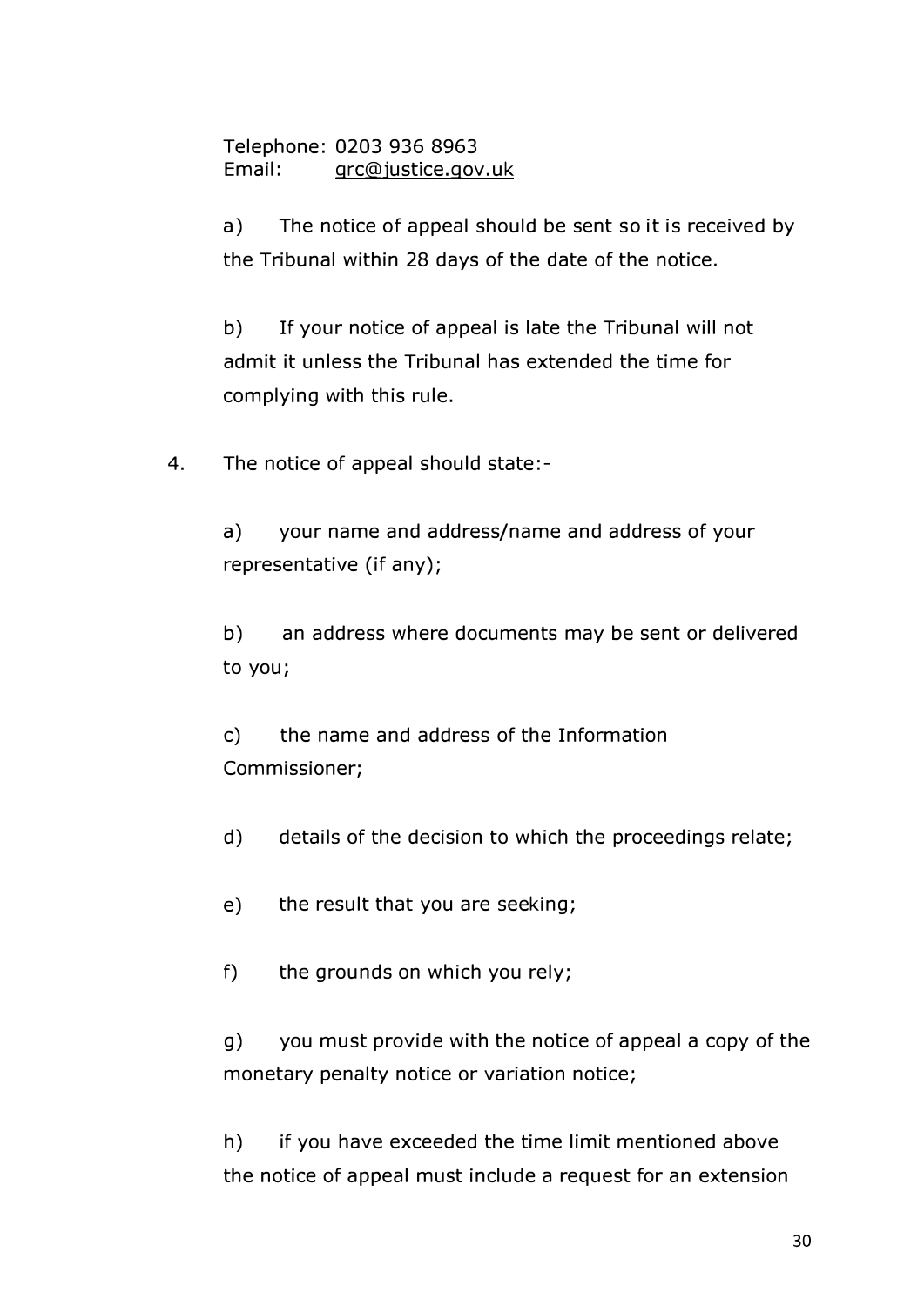Telephone: 0203 936 8963
Email: grc@justice.gov.uk

a) The notice of appeal should be sent so it is received by the Tribunal within 28 days of the date of the notice.

b) If your notice of appeal is late the Tribunal will not admit it unless the Tribunal has extended the time for complying with this rule.

4. The notice of appeal should state:-

a) your name and address/name and address of your representative (if any);

b) an address where documents may be sent or delivered to you;

c) the name and address of the Information Commissioner;

d) details of the decision to which the proceedings relate;

e) the result that you are seeking;

f) the grounds on which you rely;

g) you must provide with the notice of appeal a copy of the monetary penalty notice or variation notice;

h) if you have exceeded the time limit mentioned above the notice of appeal must include a request for an extension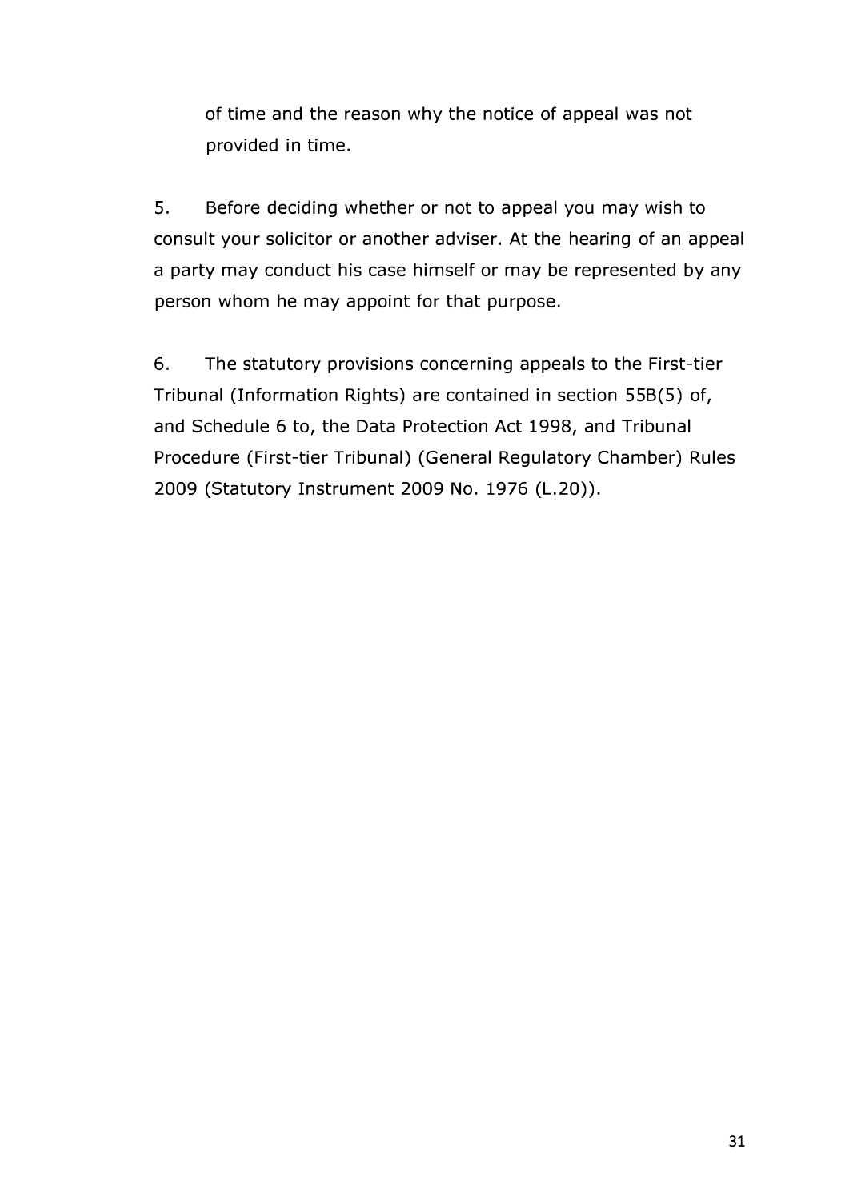of time and the reason why the notice of appeal was not provided in time.

5. Before deciding whether or not to appeal you may wish to consult your solicitor or another adviser. At the hearing of an appeal a party may conduct his case himself or may be represented by any person whom he may appoint for that purpose.

6. The statutory provisions concerning appeals to the First-tier Tribunal (Information Rights) are contained in section 55B(5) of, and Schedule 6 to, the Data Protection Act 1998, and Tribunal Procedure (First-tier Tribunal) (General Regulatory Chamber) Rules 2009 (Statutory Instrument 2009 No. 1976 (L.20)).